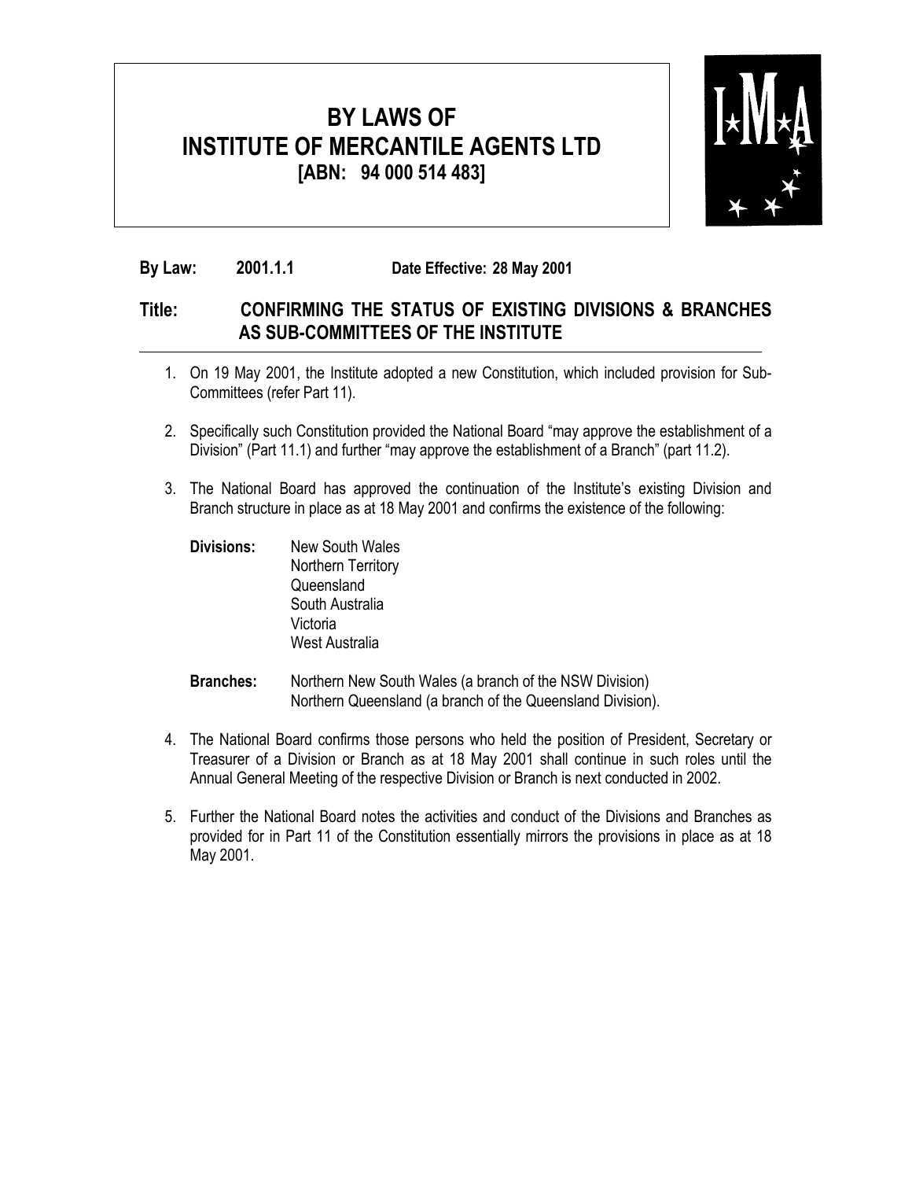# BY LAWS OF INSTITUTE OF MERCANTILE AGENTS LTD
**[ABN: 94 000 514 483]**

**By Law: 2001.1.1** **Date Effective: 28 May 2001**

## Title: CONFIRMING THE STATUS OF EXISTING DIVISIONS & BRANCHES AS SUB-COMMITTEES OF THE INSTITUTE

1. On 19 May 2001, the Institute adopted a new Constitution, which included provision for Sub-Committees (refer Part 11).

2. Specifically such Constitution provided the National Board "may approve the establishment of a Division" (Part 11.1) and further "may approve the establishment of a Branch" (part 11.2).

3. The National Board has approved the continuation of the Institute's existing Division and Branch structure in place as at 18 May 2001 and confirms the existence of the following:

   **Divisions:** New South Wales
   Northern Territory
   Queensland
   South Australia
   Victoria
   West Australia

   **Branches:** Northern New South Wales (a branch of the NSW Division)
   Northern Queensland (a branch of the Queensland Division).

4. The National Board confirms those persons who held the position of President, Secretary or Treasurer of a Division or Branch as at 18 May 2001 shall continue in such roles until the Annual General Meeting of the respective Division or Branch is next conducted in 2002.

5. Further the National Board notes the activities and conduct of the Divisions and Branches as provided for in Part 11 of the Constitution essentially mirrors the provisions in place as at 18 May 2001.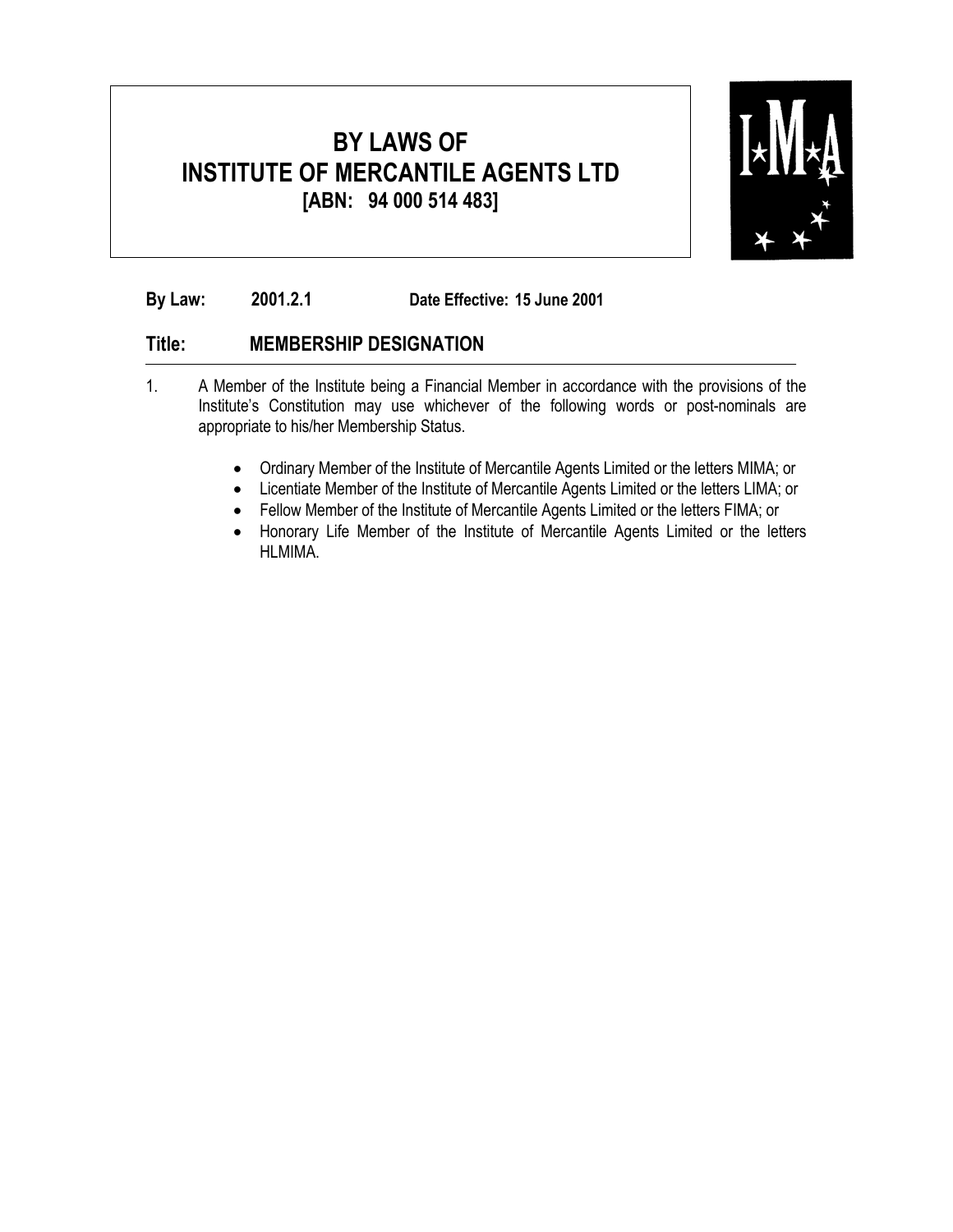# BY LAWS OF INSTITUTE OF MERCANTILE AGENTS LTD
## [ABN: 94 000 514 483]

**By Law:** **2001.2.1** **Date Effective: 15 June 2001**

## Title: MEMBERSHIP DESIGNATION

1. A Member of the Institute being a Financial Member in accordance with the provisions of the Institute's Constitution may use whichever of the following words or post-nominals are appropriate to his/her Membership Status.

   - Ordinary Member of the Institute of Mercantile Agents Limited or the letters MIMA; or
   - Licentiate Member of the Institute of Mercantile Agents Limited or the letters LIMA; or
   - Fellow Member of the Institute of Mercantile Agents Limited or the letters FIMA; or
   - Honorary Life Member of the Institute of Mercantile Agents Limited or the letters HLMIMA.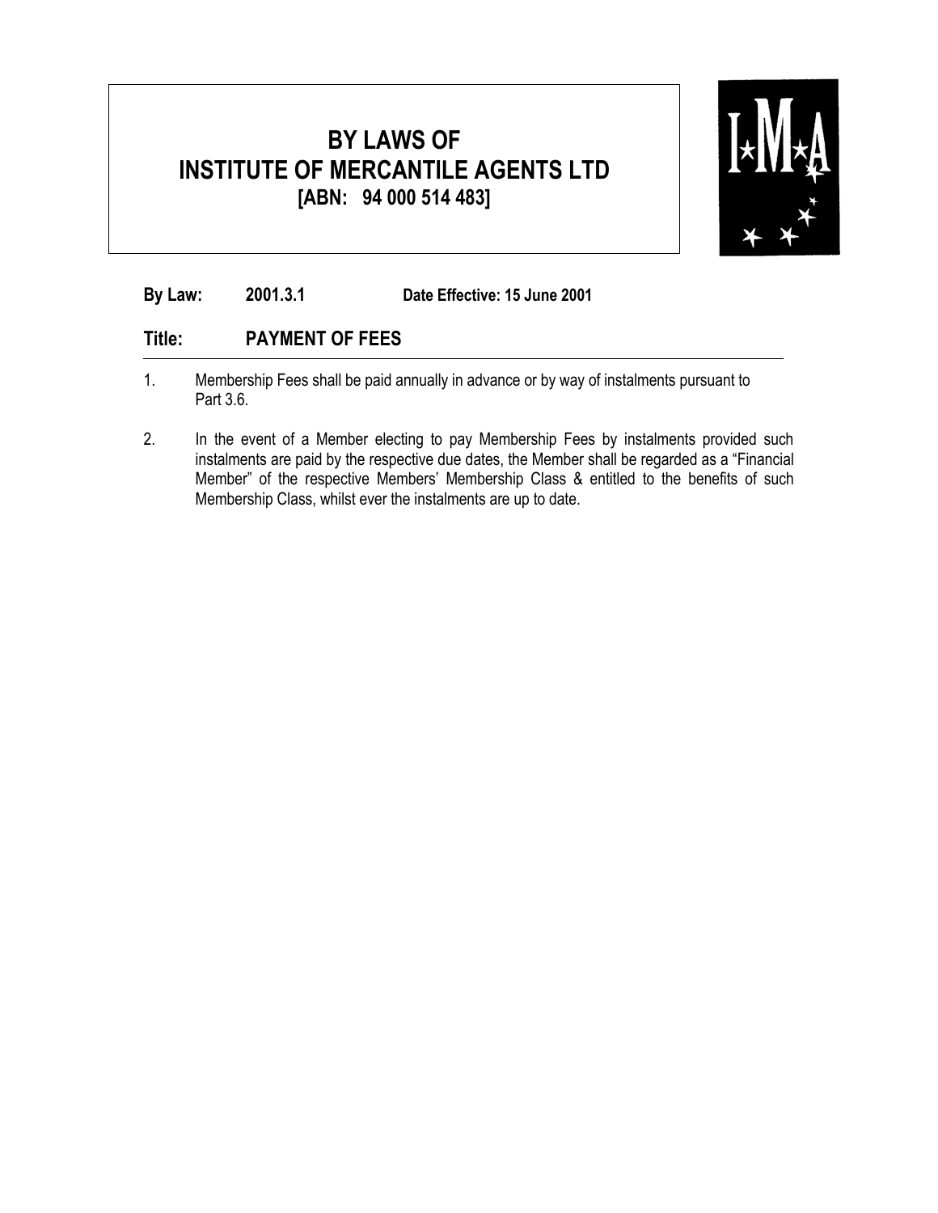# BY LAWS OF INSTITUTE OF MERCANTILE AGENTS LTD
**[ABN: 94 000 514 483]**

**By Law:** **2001.3.1** **Date Effective: 15 June 2001**

## Title: PAYMENT OF FEES

1. Membership Fees shall be paid annually in advance or by way of instalments pursuant to Part 3.6.

2. In the event of a Member electing to pay Membership Fees by instalments provided such instalments are paid by the respective due dates, the Member shall be regarded as a "Financial Member" of the respective Members' Membership Class & entitled to the benefits of such Membership Class, whilst ever the instalments are up to date.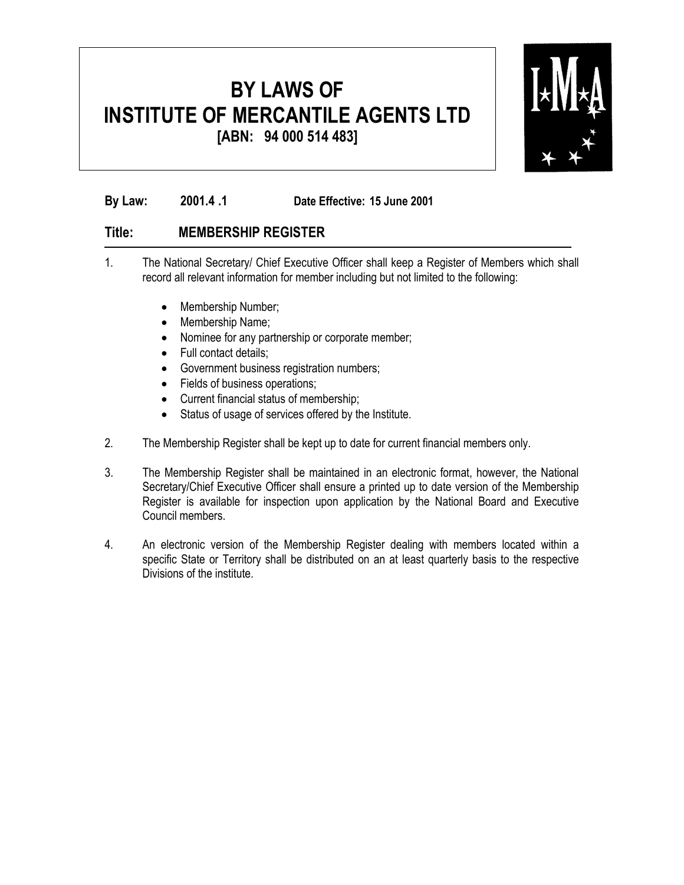# BY LAWS OF INSTITUTE OF MERCANTILE AGENTS LTD

**[ABN: 94 000 514 483]**

**By Law: 2001.4 .1** **Date Effective: 15 June 2001**

## Title: MEMBERSHIP REGISTER

1. The National Secretary/ Chief Executive Officer shall keep a Register of Members which shall record all relevant information for member including but not limited to the following:

   - Membership Number;
   - Membership Name;
   - Nominee for any partnership or corporate member;
   - Full contact details;
   - Government business registration numbers;
   - Fields of business operations;
   - Current financial status of membership;
   - Status of usage of services offered by the Institute.

2. The Membership Register shall be kept up to date for current financial members only.

3. The Membership Register shall be maintained in an electronic format, however, the National Secretary/Chief Executive Officer shall ensure a printed up to date version of the Membership Register is available for inspection upon application by the National Board and Executive Council members.

4. An electronic version of the Membership Register dealing with members located within a specific State or Territory shall be distributed on an at least quarterly basis to the respective Divisions of the institute.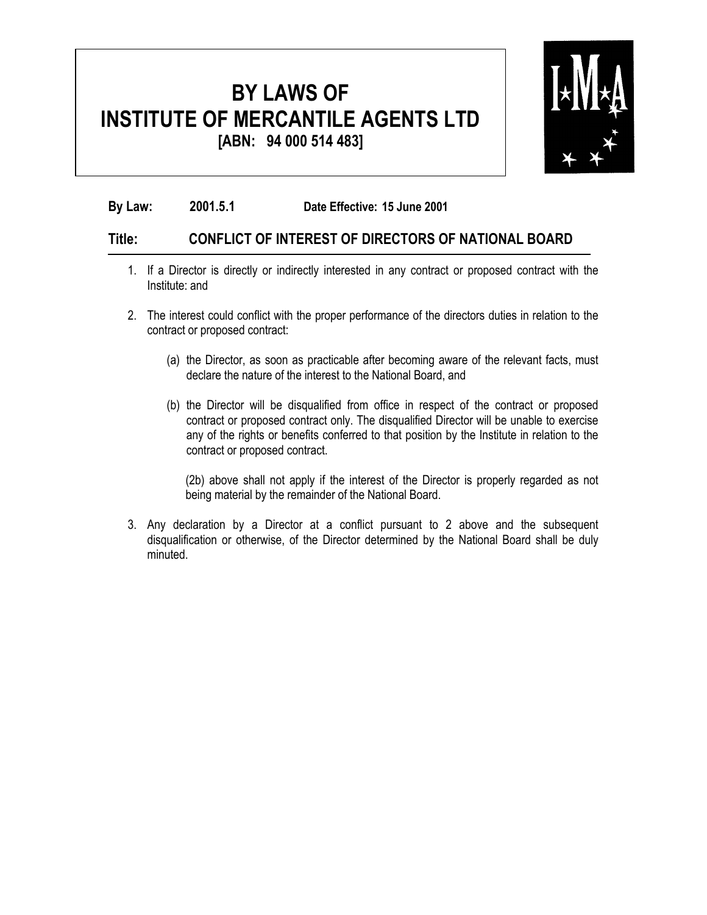# BY LAWS OF
# INSTITUTE OF MERCANTILE AGENTS LTD
**[ABN: 94 000 514 483]**

**By Law:** **2001.5.1** **Date Effective: 15 June 2001**

## Title: CONFLICT OF INTEREST OF DIRECTORS OF NATIONAL BOARD

1. If a Director is directly or indirectly interested in any contract or proposed contract with the Institute: and

2. The interest could conflict with the proper performance of the directors duties in relation to the contract or proposed contract:

   (a) the Director, as soon as practicable after becoming aware of the relevant facts, must declare the nature of the interest to the National Board, and

   (b) the Director will be disqualified from office in respect of the contract or proposed contract or proposed contract only. The disqualified Director will be unable to exercise any of the rights or benefits conferred to that position by the Institute in relation to the contract or proposed contract.

   (2b) above shall not apply if the interest of the Director is properly regarded as not being material by the remainder of the National Board.

3. Any declaration by a Director at a conflict pursuant to 2 above and the subsequent disqualification or otherwise, of the Director determined by the National Board shall be duly minuted.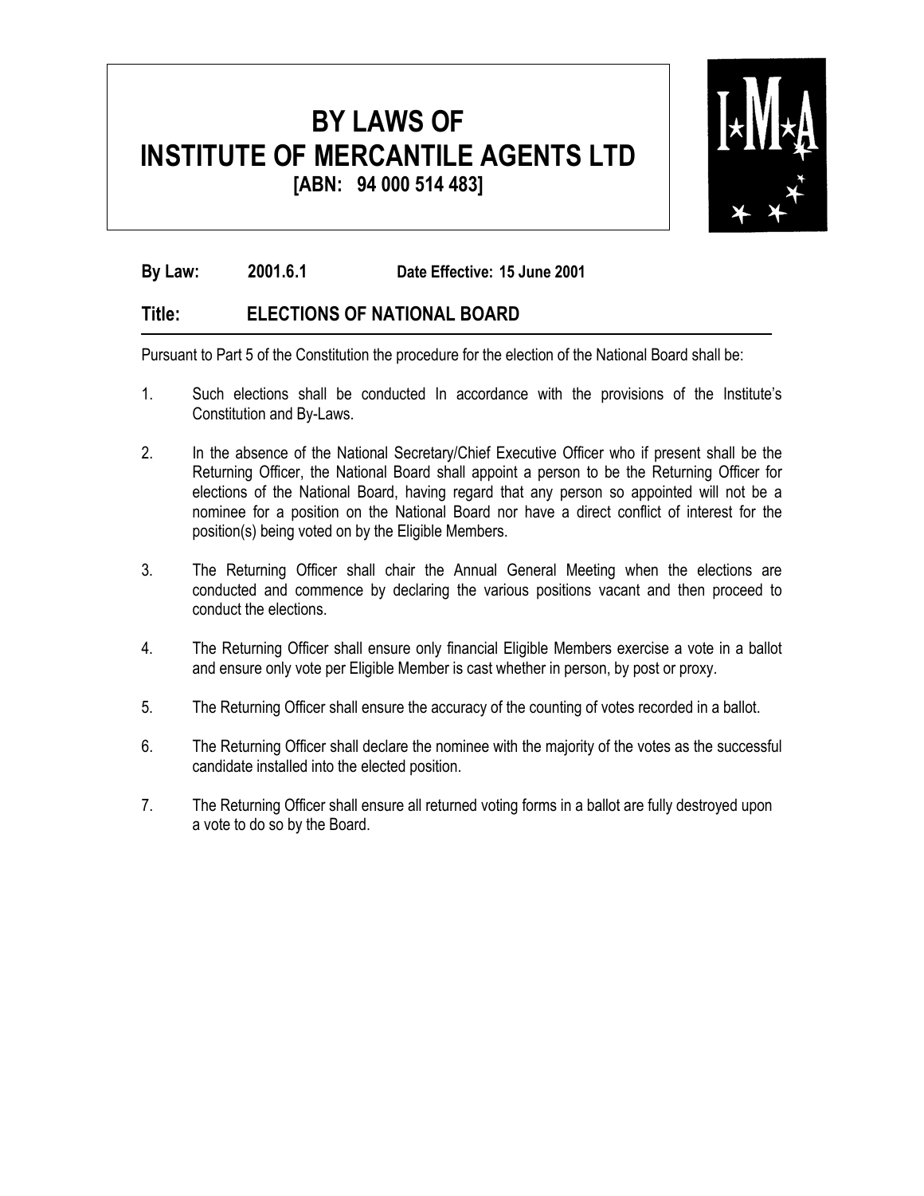# BY LAWS OF INSTITUTE OF MERCANTILE AGENTS LTD

**[ABN: 94 000 514 483]**

**By Law: 2001.6.1 Date Effective: 15 June 2001**

## Title: ELECTIONS OF NATIONAL BOARD

Pursuant to Part 5 of the Constitution the procedure for the election of the National Board shall be:

1. Such elections shall be conducted In accordance with the provisions of the Institute's Constitution and By-Laws.

2. In the absence of the National Secretary/Chief Executive Officer who if present shall be the Returning Officer, the National Board shall appoint a person to be the Returning Officer for elections of the National Board, having regard that any person so appointed will not be a nominee for a position on the National Board nor have a direct conflict of interest for the position(s) being voted on by the Eligible Members.

3. The Returning Officer shall chair the Annual General Meeting when the elections are conducted and commence by declaring the various positions vacant and then proceed to conduct the elections.

4. The Returning Officer shall ensure only financial Eligible Members exercise a vote in a ballot and ensure only vote per Eligible Member is cast whether in person, by post or proxy.

5. The Returning Officer shall ensure the accuracy of the counting of votes recorded in a ballot.

6. The Returning Officer shall declare the nominee with the majority of the votes as the successful candidate installed into the elected position.

7. The Returning Officer shall ensure all returned voting forms in a ballot are fully destroyed upon a vote to do so by the Board.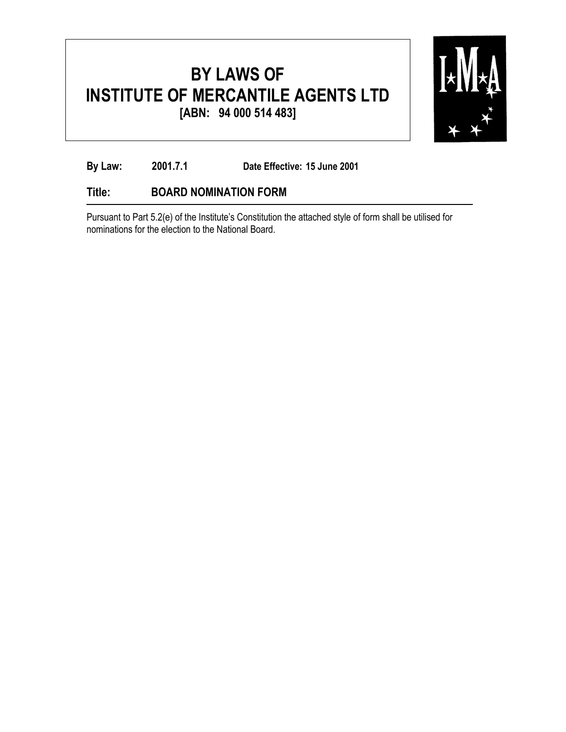# BY LAWS OF INSTITUTE OF MERCANTILE AGENTS LTD
**[ABN: 94 000 514 483]**

**By Law:** **2001.7.1** **Date Effective: 15 June 2001**

**Title:** **BOARD NOMINATION FORM**

Pursuant to Part 5.2(e) of the Institute's Constitution the attached style of form shall be utilised for nominations for the election to the National Board.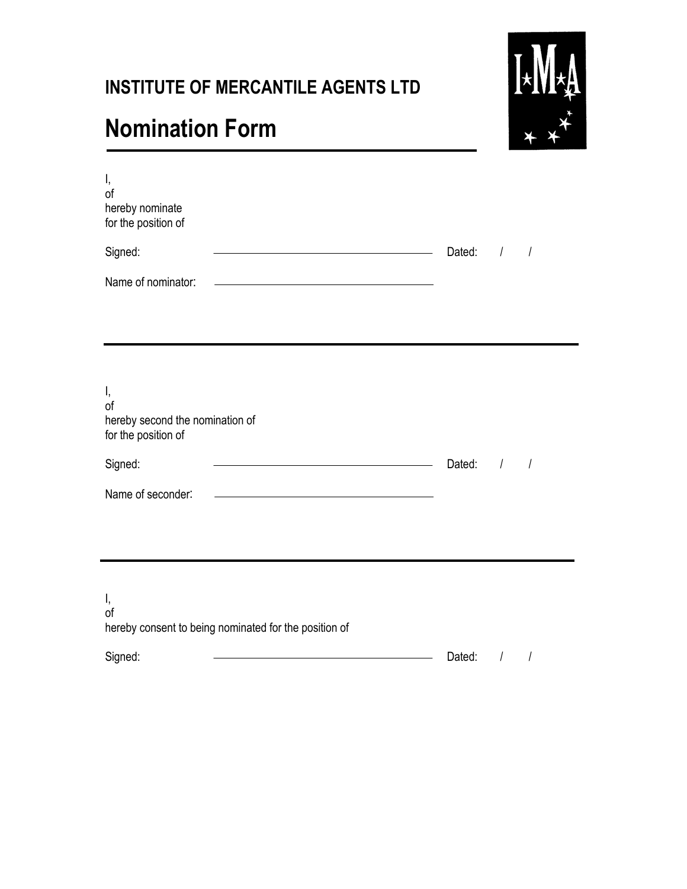**INSTITUTE OF MERCANTILE AGENTS LTD**

# Nomination Form

---

I,
of
hereby nominate
for the position of

Signed: ______________________________ Dated: / /

Name of nominator: ______________________________

---

I,
of
hereby second the nomination of
for the position of

Signed: ______________________________ Dated: / /

Name of seconder: ______________________________

---

I,
of
hereby consent to being nominated for the position of

Signed: ______________________________ Dated: / /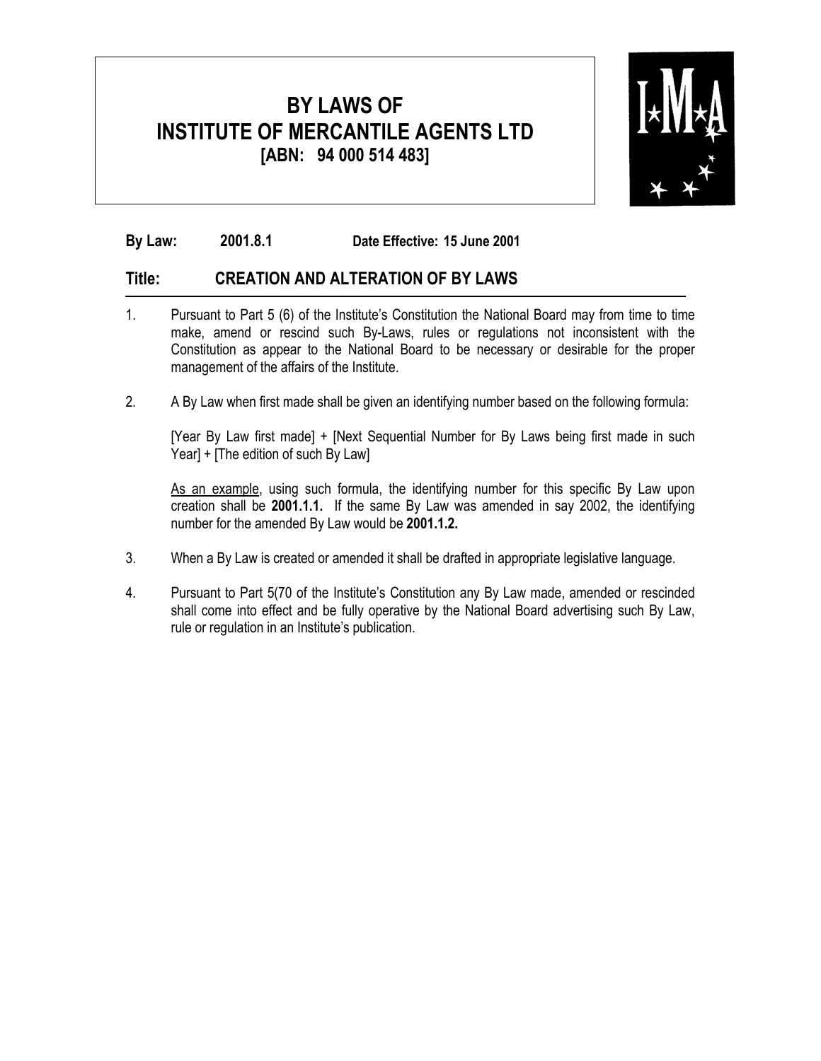# BY LAWS OF INSTITUTE OF MERCANTILE AGENTS LTD
**[ABN: 94 000 514 483]**

**By Law: 2001.8.1** **Date Effective: 15 June 2001**

## Title: CREATION AND ALTERATION OF BY LAWS

1. Pursuant to Part 5 (6) of the Institute's Constitution the National Board may from time to time make, amend or rescind such By-Laws, rules or regulations not inconsistent with the Constitution as appear to the National Board to be necessary or desirable for the proper management of the affairs of the Institute.

2. A By Law when first made shall be given an identifying number based on the following formula:

   [Year By Law first made] + [Next Sequential Number for By Laws being first made in such Year] + [The edition of such By Law]

   <u>As an example</u>, using such formula, the identifying number for this specific By Law upon creation shall be **2001.1.1.** If the same By Law was amended in say 2002, the identifying number for the amended By Law would be **2001.1.2.**

3. When a By Law is created or amended it shall be drafted in appropriate legislative language.

4. Pursuant to Part 5(70 of the Institute's Constitution any By Law made, amended or rescinded shall come into effect and be fully operative by the National Board advertising such By Law, rule or regulation in an Institute's publication.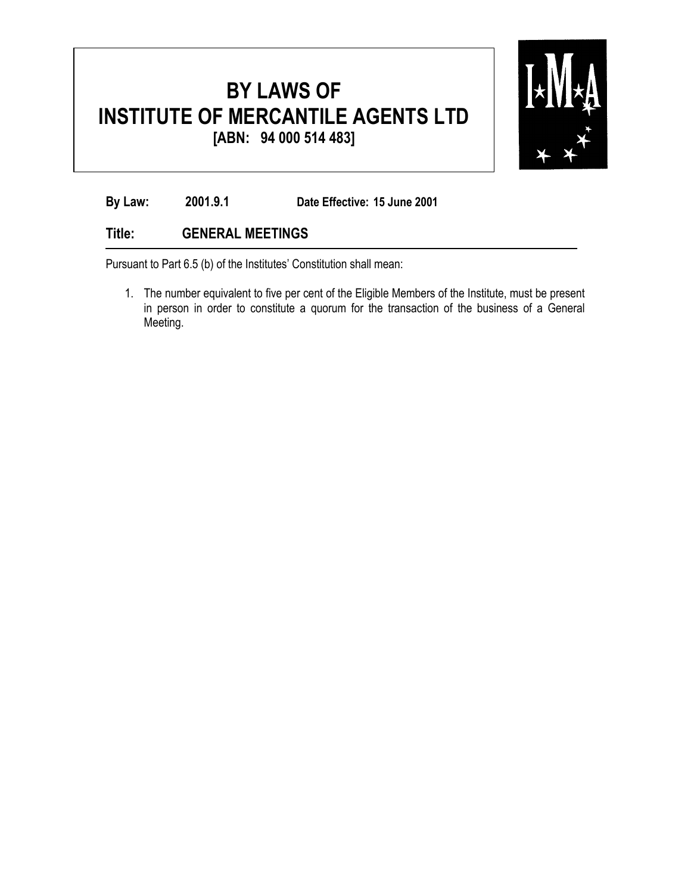# BY LAWS OF INSTITUTE OF MERCANTILE AGENTS LTD
**[ABN: 94 000 514 483]**

**By Law:** 2001.9.1 **Date Effective:** 15 June 2001

## Title: GENERAL MEETINGS

Pursuant to Part 6.5 (b) of the Institutes' Constitution shall mean:

1. The number equivalent to five per cent of the Eligible Members of the Institute, must be present in person in order to constitute a quorum for the transaction of the business of a General Meeting.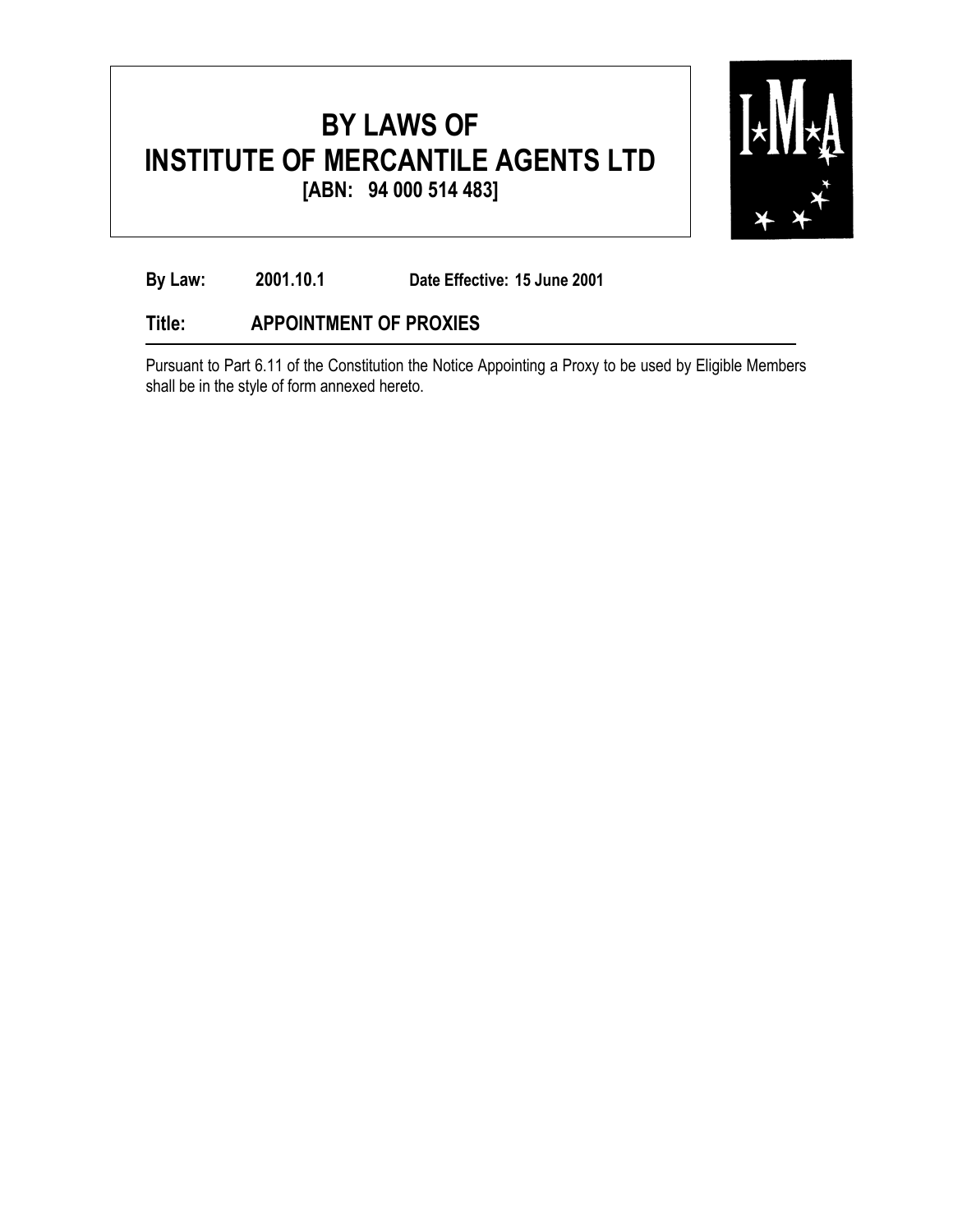# BY LAWS OF INSTITUTE OF MERCANTILE AGENTS LTD

**[ABN: 94 000 514 483]**

**By Law:** **2001.10.1** **Date Effective: 15 June 2001**

## Title: APPOINTMENT OF PROXIES

Pursuant to Part 6.11 of the Constitution the Notice Appointing a Proxy to be used by Eligible Members shall be in the style of form annexed hereto.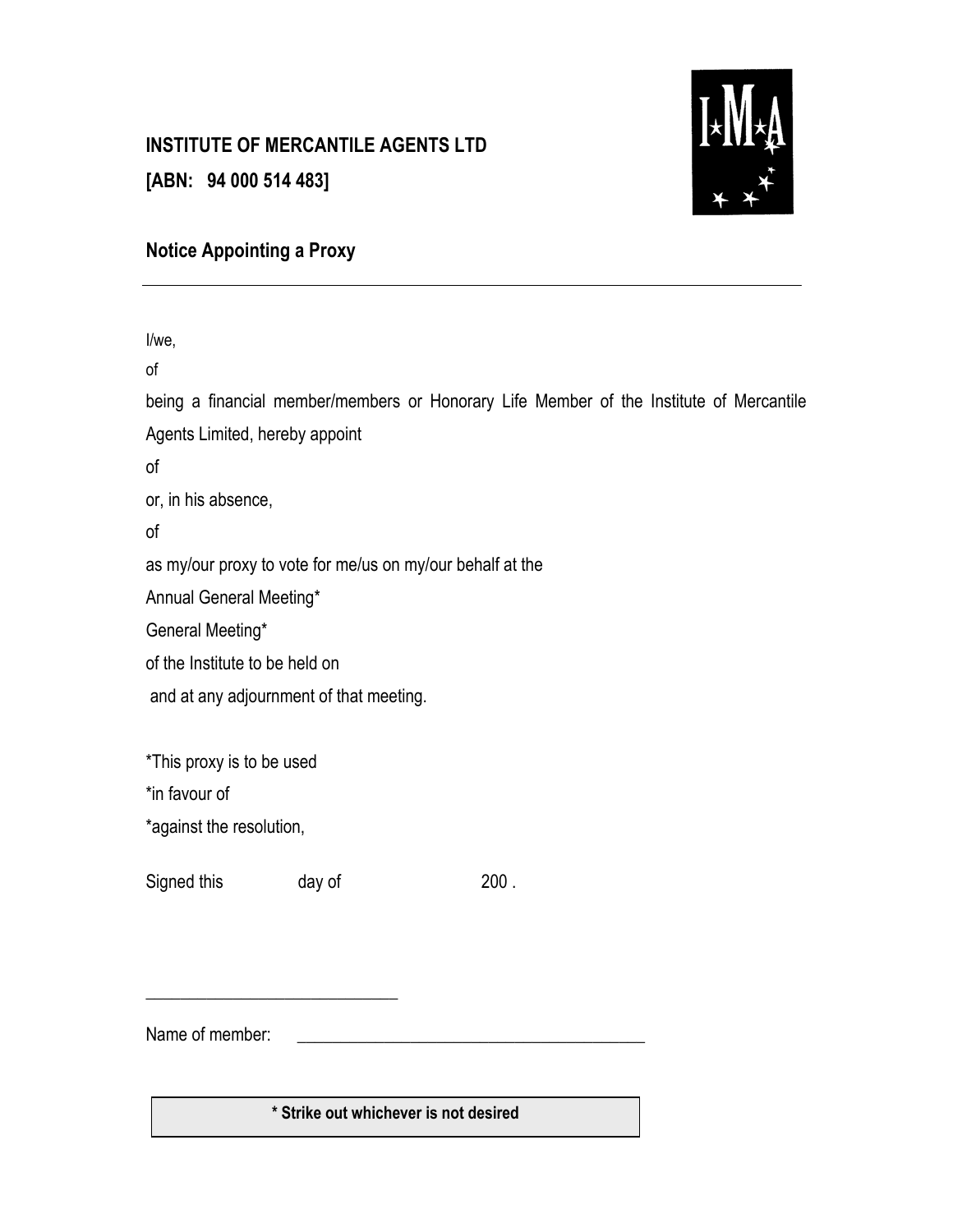**INSTITUTE OF MERCANTILE AGENTS LTD**

**[ABN: 94 000 514 483]**

## Notice Appointing a Proxy

---

I/we,

of

being a financial member/members or Honorary Life Member of the Institute of Mercantile Agents Limited, hereby appoint

of

or, in his absence,

of

as my/our proxy to vote for me/us on my/our behalf at the

Annual General Meeting*

General Meeting*

of the Institute to be held on

and at any adjournment of that meeting.

*This proxy is to be used

*in favour of

*against the resolution,

Signed this day of 200 .

\_\_\_\_\_\_\_\_\_\_\_\_\_\_\_\_\_\_\_\_\_\_\_\_\_\_\_\_

Name of member: \_\_\_\_\_\_\_\_\_\_\_\_\_\_\_\_\_\_\_\_\_\_\_\_\_\_\_\_\_\_\_\_\_\_\_\_\_\_\_\_

**\* Strike out whichever is not desired**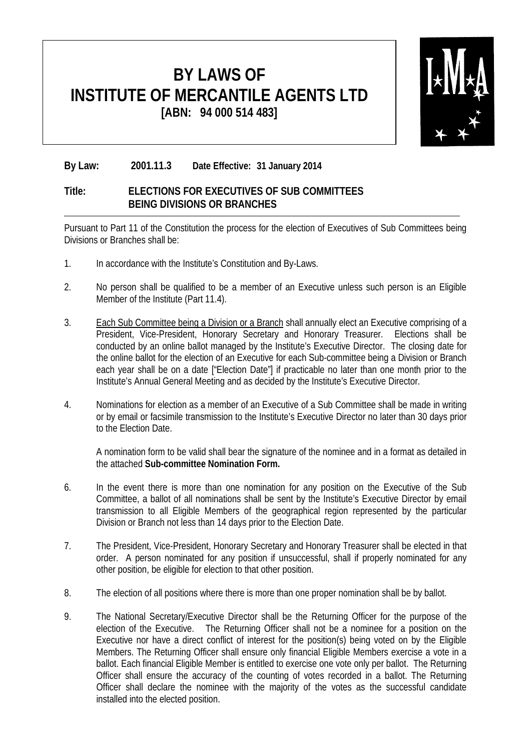# BY LAWS OF INSTITUTE OF MERCANTILE AGENTS LTD

**[ABN: 94 000 514 483]**

**By Law: 2001.11.3 Date Effective: 31 January 2014**

**Title: ELECTIONS FOR EXECUTIVES OF SUB COMMITTEES BEING DIVISIONS OR BRANCHES**

---

Pursuant to Part 11 of the Constitution the process for the election of Executives of Sub Committees being Divisions or Branches shall be:

1. In accordance with the Institute's Constitution and By-Laws.

2. No person shall be qualified to be a member of an Executive unless such person is an Eligible Member of the Institute (Part 11.4).

3. <u>Each Sub Committee being a Division or a Branch</u> shall annually elect an Executive comprising of a President, Vice-President, Honorary Secretary and Honorary Treasurer. Elections shall be conducted by an online ballot managed by the Institute's Executive Director. The closing date for the online ballot for the election of an Executive for each Sub-committee being a Division or Branch each year shall be on a date ["Election Date"] if practicable no later than one month prior to the Institute's Annual General Meeting and as decided by the Institute's Executive Director.

4. Nominations for election as a member of an Executive of a Sub Committee shall be made in writing or by email or facsimile transmission to the Institute's Executive Director no later than 30 days prior to the Election Date.

   A nomination form to be valid shall bear the signature of the nominee and in a format as detailed in the attached **Sub-committee Nomination Form.**

6. In the event there is more than one nomination for any position on the Executive of the Sub Committee, a ballot of all nominations shall be sent by the Institute's Executive Director by email transmission to all Eligible Members of the geographical region represented by the particular Division or Branch not less than 14 days prior to the Election Date.

7. The President, Vice-President, Honorary Secretary and Honorary Treasurer shall be elected in that order. A person nominated for any position if unsuccessful, shall if properly nominated for any other position, be eligible for election to that other position.

8. The election of all positions where there is more than one proper nomination shall be by ballot.

9. The National Secretary/Executive Director shall be the Returning Officer for the purpose of the election of the Executive. The Returning Officer shall not be a nominee for a position on the Executive nor have a direct conflict of interest for the position(s) being voted on by the Eligible Members. The Returning Officer shall ensure only financial Eligible Members exercise a vote in a ballot. Each financial Eligible Member is entitled to exercise one vote only per ballot. The Returning Officer shall ensure the accuracy of the counting of votes recorded in a ballot. The Returning Officer shall declare the nominee with the majority of the votes as the successful candidate installed into the elected position.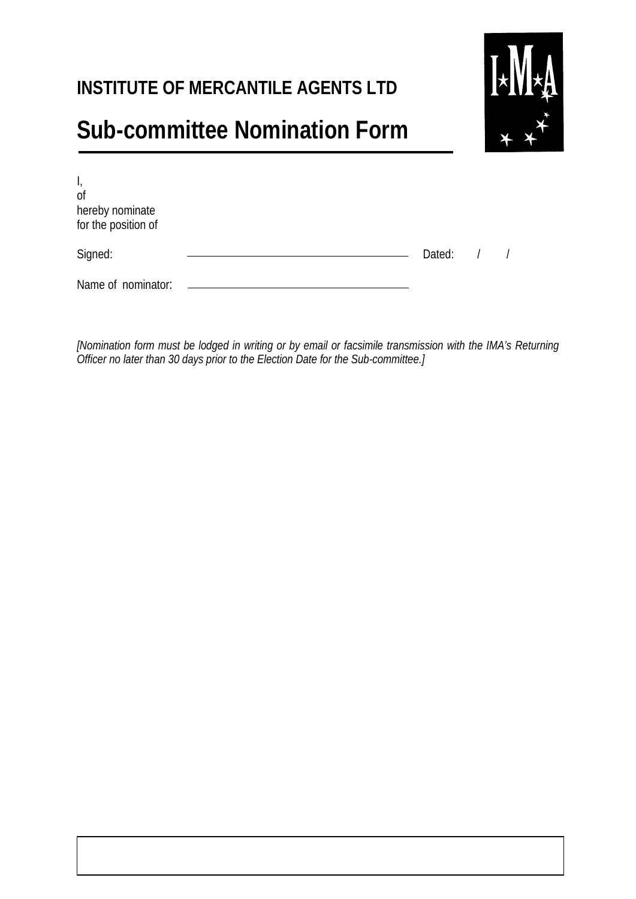**INSTITUTE OF MERCANTILE AGENTS LTD**

# Sub-committee Nomination Form

I,
of
hereby nominate
for the position of

Signed: ______________________________ Dated: / /

Name of nominator: ______________________________

*[Nomination form must be lodged in writing or by email or facsimile transmission with the IMA's Returning Officer no later than 30 days prior to the Election Date for the Sub-committee.]*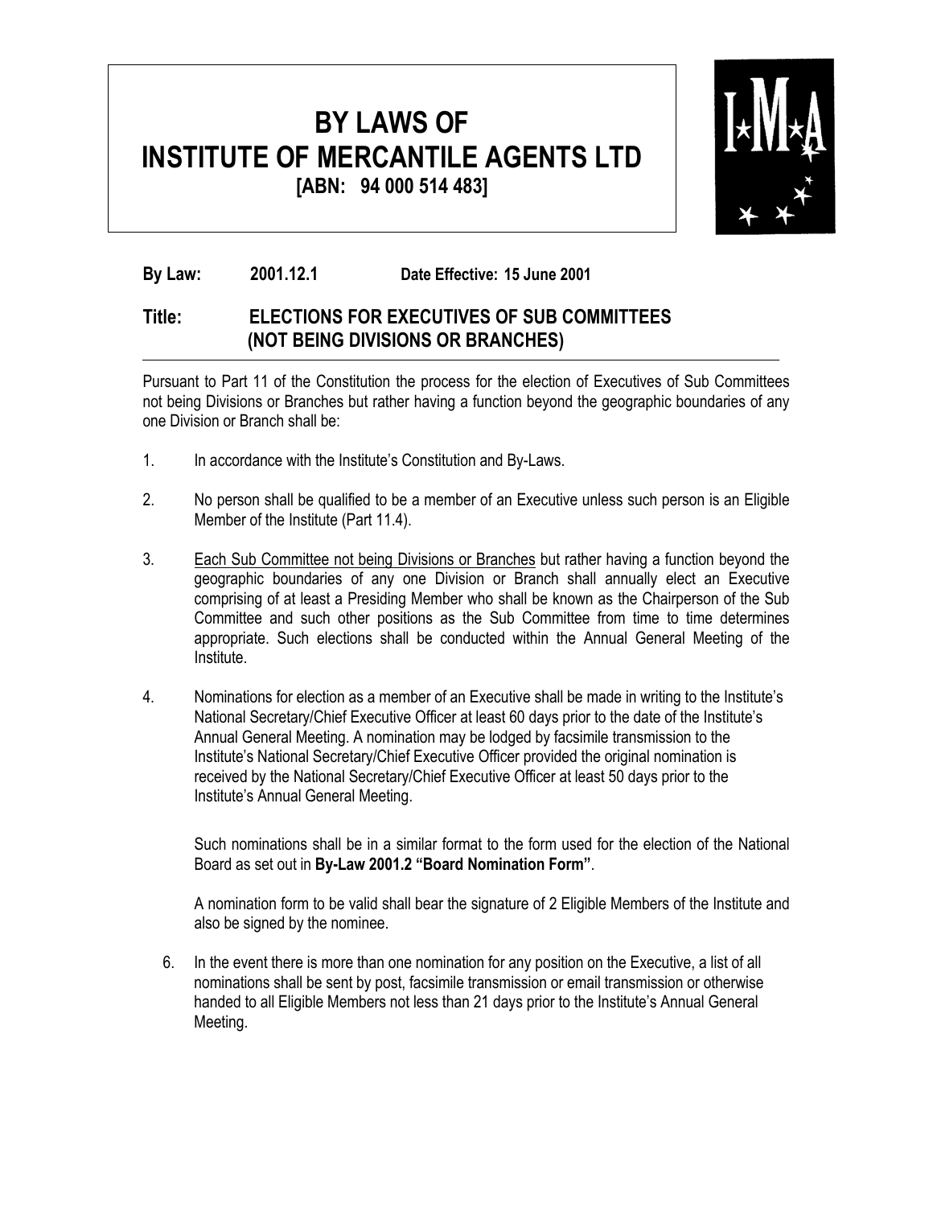# BY LAWS OF INSTITUTE OF MERCANTILE AGENTS LTD
**[ABN: 94 000 514 483]**

**By Law: 2001.12.1 Date Effective: 15 June 2001**

## Title: ELECTIONS FOR EXECUTIVES OF SUB COMMITTEES (NOT BEING DIVISIONS OR BRANCHES)

Pursuant to Part 11 of the Constitution the process for the election of Executives of Sub Committees not being Divisions or Branches but rather having a function beyond the geographic boundaries of any one Division or Branch shall be:

1. In accordance with the Institute's Constitution and By-Laws.

2. No person shall be qualified to be a member of an Executive unless such person is an Eligible Member of the Institute (Part 11.4).

3. Each Sub Committee not being Divisions or Branches but rather having a function beyond the geographic boundaries of any one Division or Branch shall annually elect an Executive comprising of at least a Presiding Member who shall be known as the Chairperson of the Sub Committee and such other positions as the Sub Committee from time to time determines appropriate. Such elections shall be conducted within the Annual General Meeting of the Institute.

4. Nominations for election as a member of an Executive shall be made in writing to the Institute's National Secretary/Chief Executive Officer at least 60 days prior to the date of the Institute's Annual General Meeting. A nomination may be lodged by facsimile transmission to the Institute's National Secretary/Chief Executive Officer provided the original nomination is received by the National Secretary/Chief Executive Officer at least 50 days prior to the Institute's Annual General Meeting.

   Such nominations shall be in a similar format to the form used for the election of the National Board as set out in **By-Law 2001.2 "Board Nomination Form"**.

   A nomination form to be valid shall bear the signature of 2 Eligible Members of the Institute and also be signed by the nominee.

6. In the event there is more than one nomination for any position on the Executive, a list of all nominations shall be sent by post, facsimile transmission or email transmission or otherwise handed to all Eligible Members not less than 21 days prior to the Institute's Annual General Meeting.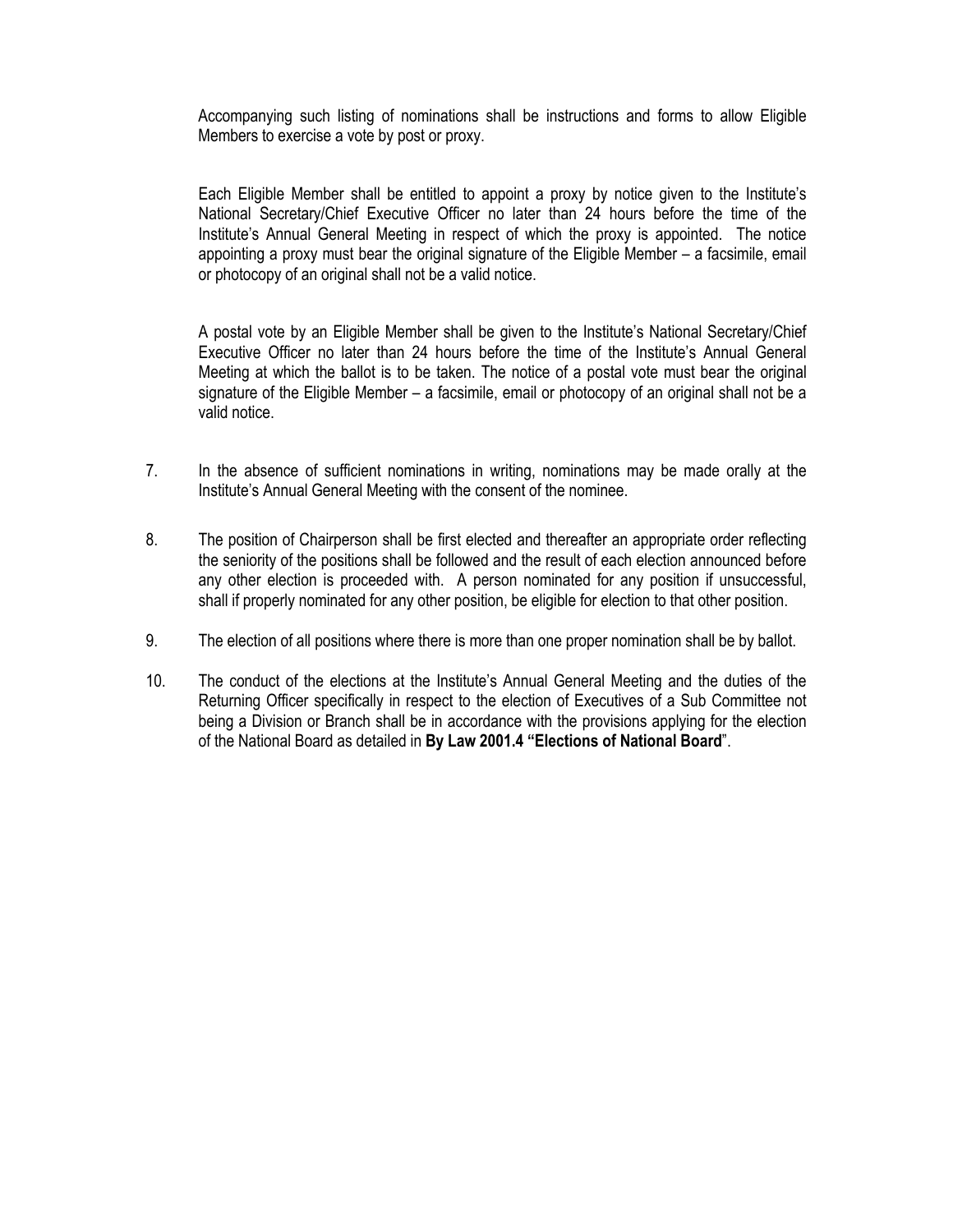Accompanying such listing of nominations shall be instructions and forms to allow Eligible Members to exercise a vote by post or proxy.

Each Eligible Member shall be entitled to appoint a proxy by notice given to the Institute's National Secretary/Chief Executive Officer no later than 24 hours before the time of the Institute's Annual General Meeting in respect of which the proxy is appointed. The notice appointing a proxy must bear the original signature of the Eligible Member – a facsimile, email or photocopy of an original shall not be a valid notice.

A postal vote by an Eligible Member shall be given to the Institute's National Secretary/Chief Executive Officer no later than 24 hours before the time of the Institute's Annual General Meeting at which the ballot is to be taken. The notice of a postal vote must bear the original signature of the Eligible Member – a facsimile, email or photocopy of an original shall not be a valid notice.

7. In the absence of sufficient nominations in writing, nominations may be made orally at the Institute's Annual General Meeting with the consent of the nominee.

8. The position of Chairperson shall be first elected and thereafter an appropriate order reflecting the seniority of the positions shall be followed and the result of each election announced before any other election is proceeded with. A person nominated for any position if unsuccessful, shall if properly nominated for any other position, be eligible for election to that other position.

9. The election of all positions where there is more than one proper nomination shall be by ballot.

10. The conduct of the elections at the Institute's Annual General Meeting and the duties of the Returning Officer specifically in respect to the election of Executives of a Sub Committee not being a Division or Branch shall be in accordance with the provisions applying for the election of the National Board as detailed in **By Law 2001.4 "Elections of National Board**".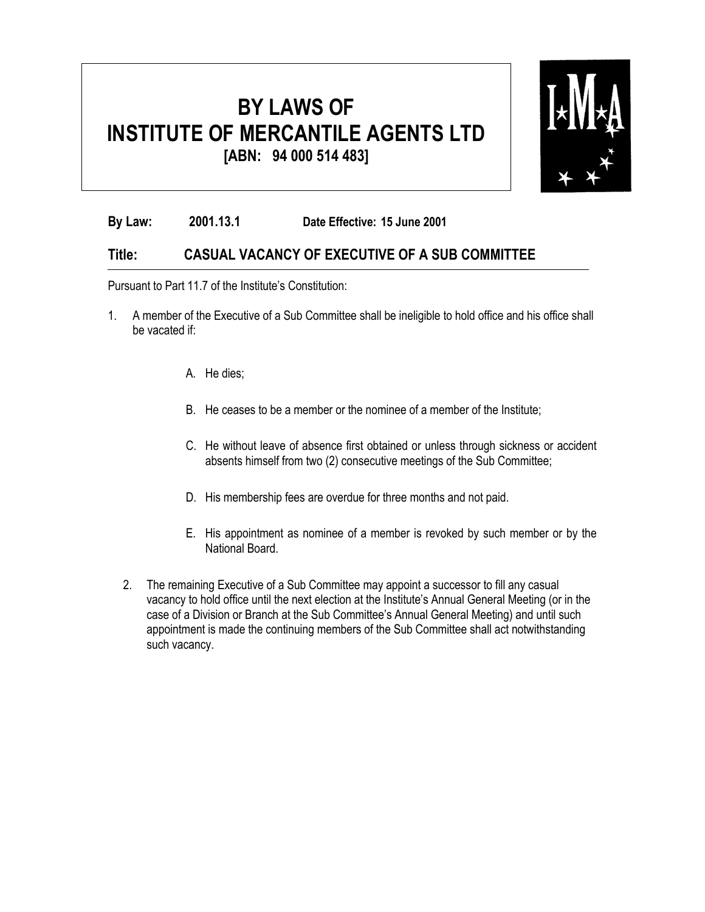# BY LAWS OF
# INSTITUTE OF MERCANTILE AGENTS LTD
**[ABN: 94 000 514 483]**

**By Law: 2001.13.1 Date Effective: 15 June 2001**

## Title: CASUAL VACANCY OF EXECUTIVE OF A SUB COMMITTEE

Pursuant to Part 11.7 of the Institute's Constitution:

1. A member of the Executive of a Sub Committee shall be ineligible to hold office and his office shall be vacated if:

   A. He dies;

   B. He ceases to be a member or the nominee of a member of the Institute;

   C. He without leave of absence first obtained or unless through sickness or accident absents himself from two (2) consecutive meetings of the Sub Committee;

   D. His membership fees are overdue for three months and not paid.

   E. His appointment as nominee of a member is revoked by such member or by the National Board.

2. The remaining Executive of a Sub Committee may appoint a successor to fill any casual vacancy to hold office until the next election at the Institute's Annual General Meeting (or in the case of a Division or Branch at the Sub Committee's Annual General Meeting) and until such appointment is made the continuing members of the Sub Committee shall act notwithstanding such vacancy.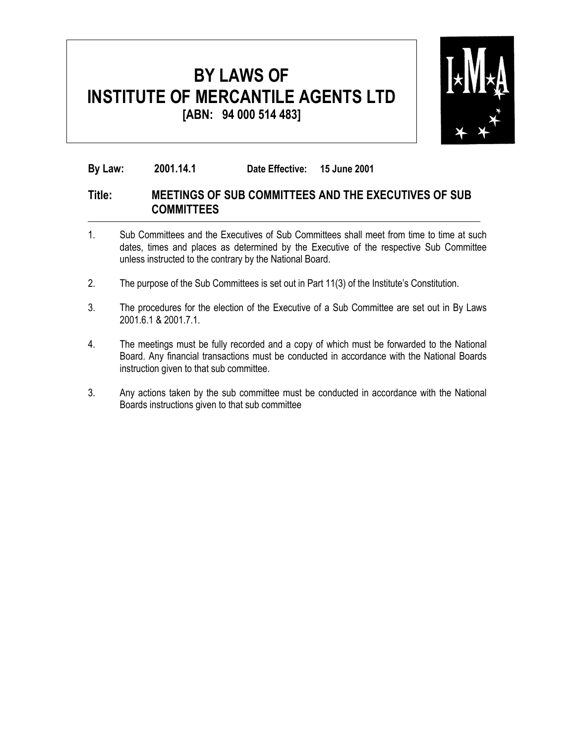# BY LAWS OF INSTITUTE OF MERCANTILE AGENTS LTD

**[ABN: 94 000 514 483]**

**By Law:** **2001.14.1** **Date Effective:** **15 June 2001**

## Title: MEETINGS OF SUB COMMITTEES AND THE EXECUTIVES OF SUB COMMITTEES

1. Sub Committees and the Executives of Sub Committees shall meet from time to time at such dates, times and places as determined by the Executive of the respective Sub Committee unless instructed to the contrary by the National Board.

2. The purpose of the Sub Committees is set out in Part 11(3) of the Institute's Constitution.

3. The procedures for the election of the Executive of a Sub Committee are set out in By Laws 2001.6.1 & 2001.7.1.

4. The meetings must be fully recorded and a copy of which must be forwarded to the National Board. Any financial transactions must be conducted in accordance with the National Boards instruction given to that sub committee.

3. Any actions taken by the sub committee must be conducted in accordance with the National Boards instructions given to that sub committee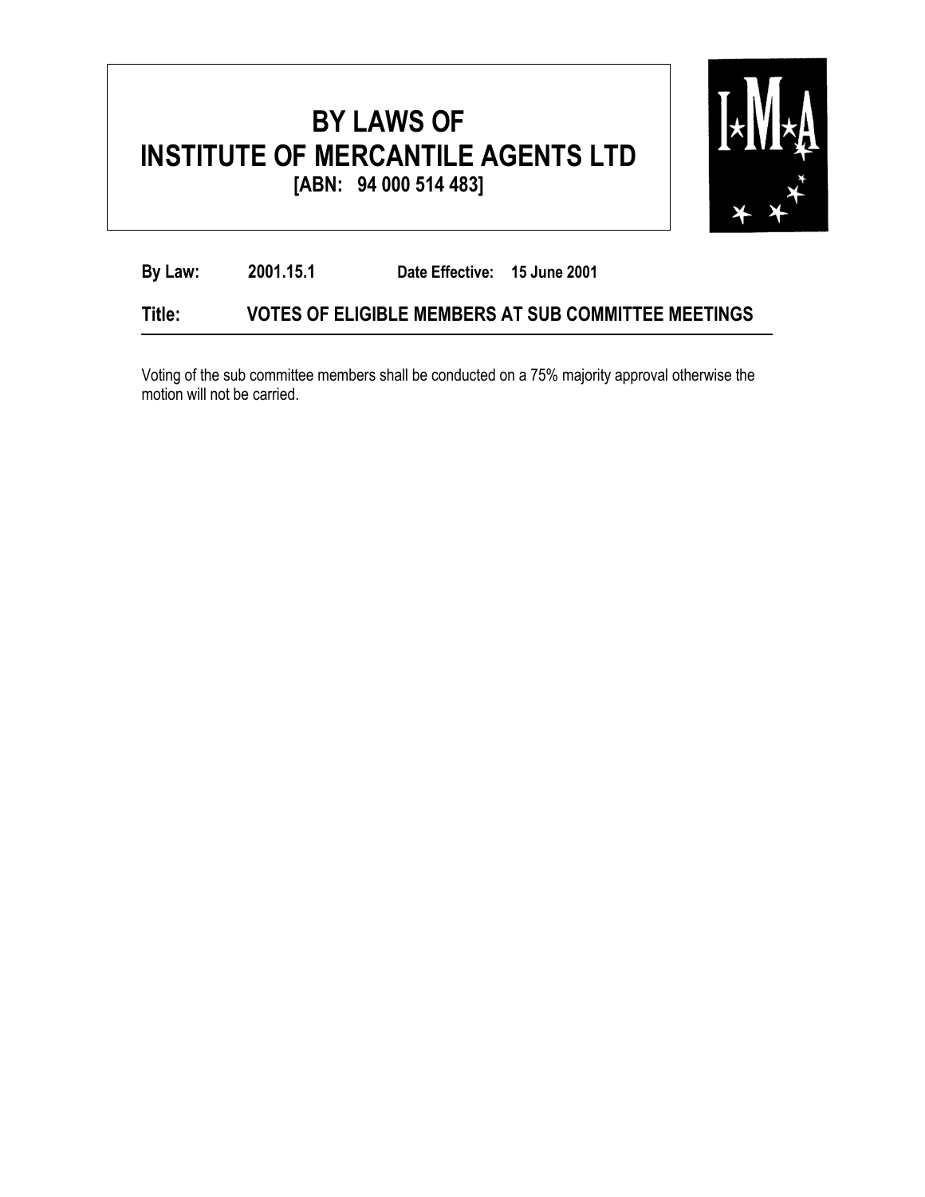# BY LAWS OF INSTITUTE OF MERCANTILE AGENTS LTD

**[ABN: 94 000 514 483]**

**By Law:** **2001.15.1** **Date Effective:** **15 June 2001**

**Title:** **VOTES OF ELIGIBLE MEMBERS AT SUB COMMITTEE MEETINGS**

Voting of the sub committee members shall be conducted on a 75% majority approval otherwise the motion will not be carried.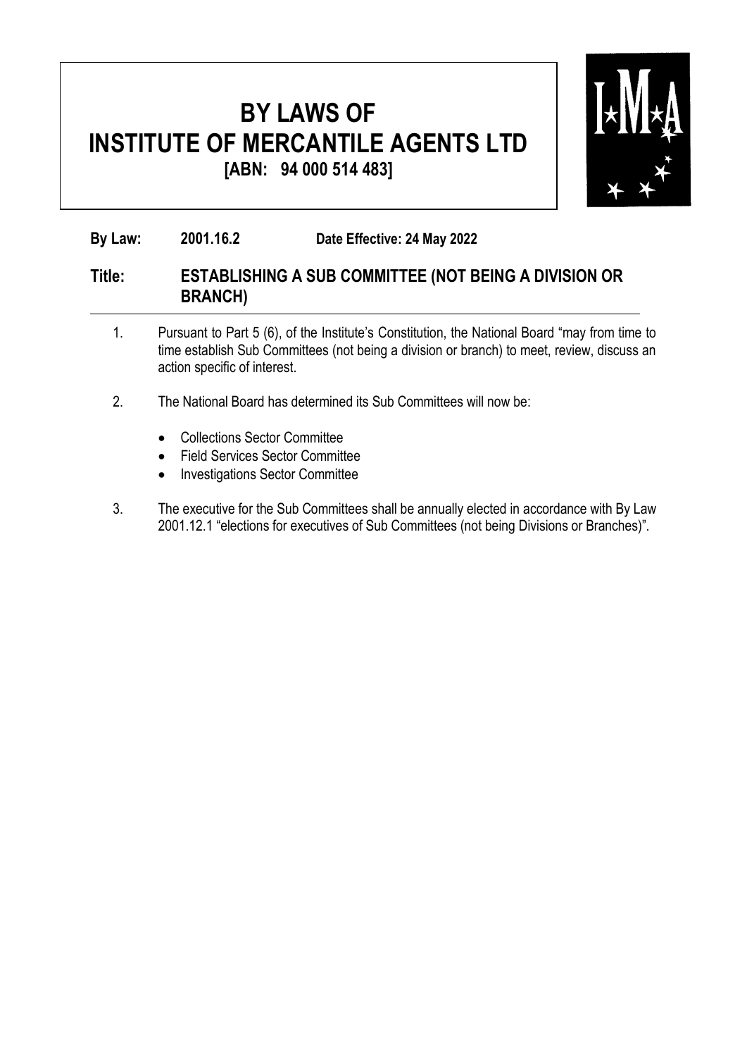# BY LAWS OF INSTITUTE OF MERCANTILE AGENTS LTD

**[ABN: 94 000 514 483]**

**By Law: 2001.16.2** **Date Effective: 24 May 2022**

## Title: ESTABLISHING A SUB COMMITTEE (NOT BEING A DIVISION OR BRANCH)

1. Pursuant to Part 5 (6), of the Institute's Constitution, the National Board "may from time to time establish Sub Committees (not being a division or branch) to meet, review, discuss an action specific of interest.

2. The National Board has determined its Sub Committees will now be:

   - Collections Sector Committee
   - Field Services Sector Committee
   - Investigations Sector Committee

3. The executive for the Sub Committees shall be annually elected in accordance with By Law 2001.12.1 "elections for executives of Sub Committees (not being Divisions or Branches)".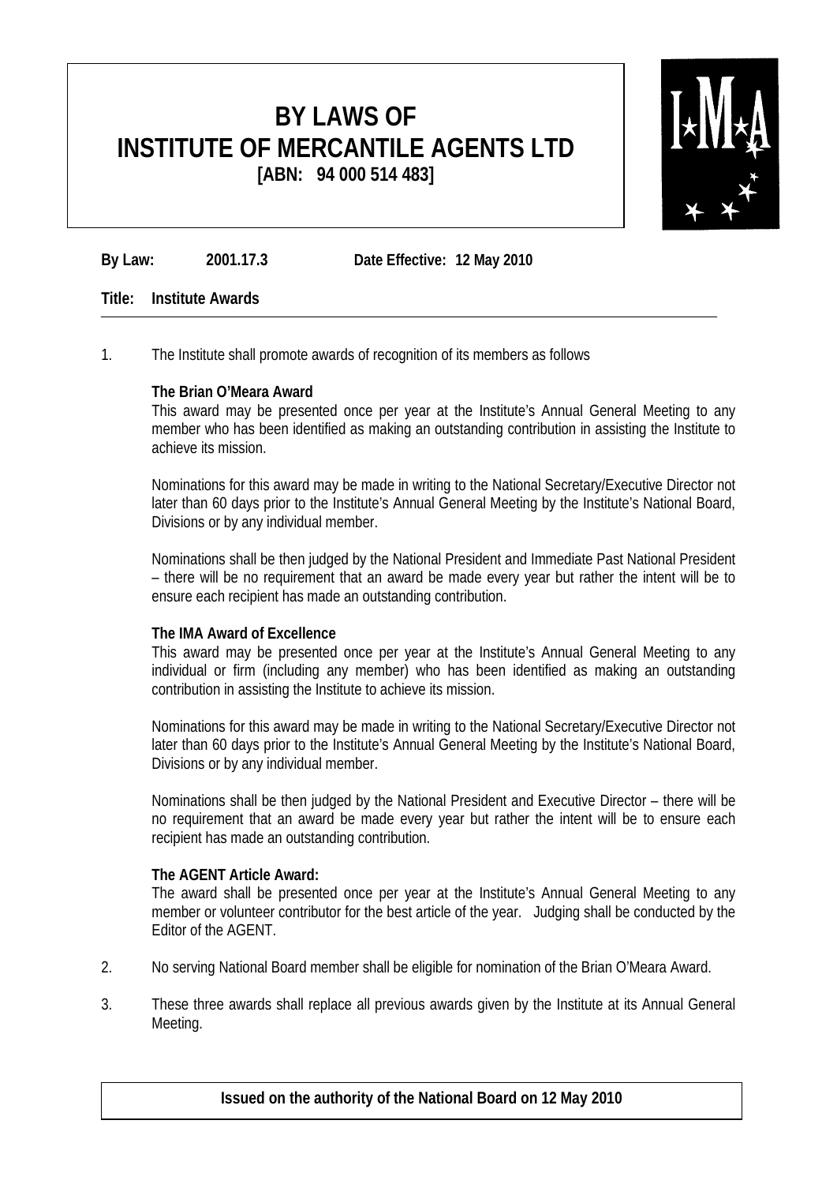# BY LAWS OF INSTITUTE OF MERCANTILE AGENTS LTD

**[ABN: 94 000 514 483]**

**By Law: 2001.17.3** **Date Effective: 12 May 2010**

**Title: Institute Awards**

---

1. The Institute shall promote awards of recognition of its members as follows

   **The Brian O'Meara Award**
   This award may be presented once per year at the Institute's Annual General Meeting to any member who has been identified as making an outstanding contribution in assisting the Institute to achieve its mission.

   Nominations for this award may be made in writing to the National Secretary/Executive Director not later than 60 days prior to the Institute's Annual General Meeting by the Institute's National Board, Divisions or by any individual member.

   Nominations shall be then judged by the National President and Immediate Past National President – there will be no requirement that an award be made every year but rather the intent will be to ensure each recipient has made an outstanding contribution.

   **The IMA Award of Excellence**
   This award may be presented once per year at the Institute's Annual General Meeting to any individual or firm (including any member) who has been identified as making an outstanding contribution in assisting the Institute to achieve its mission.

   Nominations for this award may be made in writing to the National Secretary/Executive Director not later than 60 days prior to the Institute's Annual General Meeting by the Institute's National Board, Divisions or by any individual member.

   Nominations shall be then judged by the National President and Executive Director – there will be no requirement that an award be made every year but rather the intent will be to ensure each recipient has made an outstanding contribution.

   **The AGENT Article Award:**
   The award shall be presented once per year at the Institute's Annual General Meeting to any member or volunteer contributor for the best article of the year. Judging shall be conducted by the Editor of the AGENT.

2. No serving National Board member shall be eligible for nomination of the Brian O'Meara Award.

3. These three awards shall replace all previous awards given by the Institute at its Annual General Meeting.

**Issued on the authority of the National Board on 12 May 2010**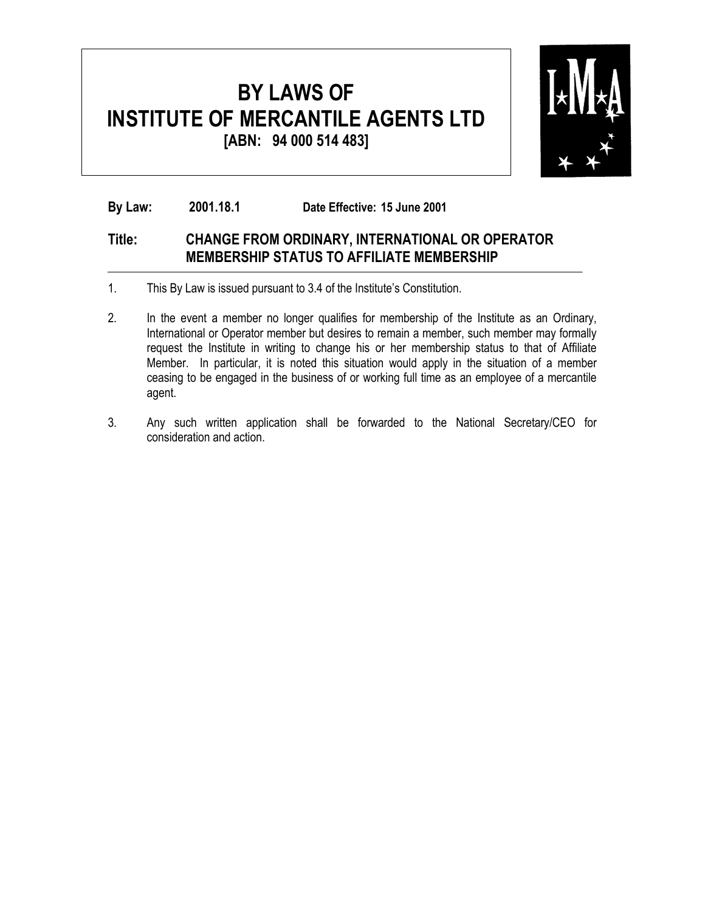# BY LAWS OF INSTITUTE OF MERCANTILE AGENTS LTD

**[ABN: 94 000 514 483]**

**By Law:** **2001.18.1** **Date Effective: 15 June 2001**

## Title: CHANGE FROM ORDINARY, INTERNATIONAL OR OPERATOR MEMBERSHIP STATUS TO AFFILIATE MEMBERSHIP

1. This By Law is issued pursuant to 3.4 of the Institute's Constitution.

2. In the event a member no longer qualifies for membership of the Institute as an Ordinary, International or Operator member but desires to remain a member, such member may formally request the Institute in writing to change his or her membership status to that of Affiliate Member. In particular, it is noted this situation would apply in the situation of a member ceasing to be engaged in the business of or working full time as an employee of a mercantile agent.

3. Any such written application shall be forwarded to the National Secretary/CEO for consideration and action.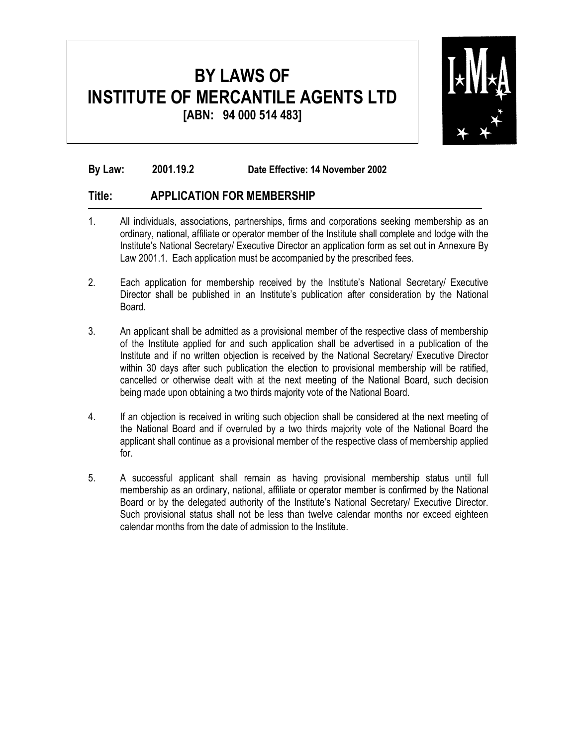# BY LAWS OF INSTITUTE OF MERCANTILE AGENTS LTD

**[ABN: 94 000 514 483]**

**By Law: 2001.19.2** **Date Effective: 14 November 2002**

## Title: APPLICATION FOR MEMBERSHIP

1. All individuals, associations, partnerships, firms and corporations seeking membership as an ordinary, national, affiliate or operator member of the Institute shall complete and lodge with the Institute's National Secretary/ Executive Director an application form as set out in Annexure By Law 2001.1. Each application must be accompanied by the prescribed fees.

2. Each application for membership received by the Institute's National Secretary/ Executive Director shall be published in an Institute's publication after consideration by the National Board.

3. An applicant shall be admitted as a provisional member of the respective class of membership of the Institute applied for and such application shall be advertised in a publication of the Institute and if no written objection is received by the National Secretary/ Executive Director within 30 days after such publication the election to provisional membership will be ratified, cancelled or otherwise dealt with at the next meeting of the National Board, such decision being made upon obtaining a two thirds majority vote of the National Board.

4. If an objection is received in writing such objection shall be considered at the next meeting of the National Board and if overruled by a two thirds majority vote of the National Board the applicant shall continue as a provisional member of the respective class of membership applied for.

5. A successful applicant shall remain as having provisional membership status until full membership as an ordinary, national, affiliate or operator member is confirmed by the National Board or by the delegated authority of the Institute's National Secretary/ Executive Director. Such provisional status shall not be less than twelve calendar months nor exceed eighteen calendar months from the date of admission to the Institute.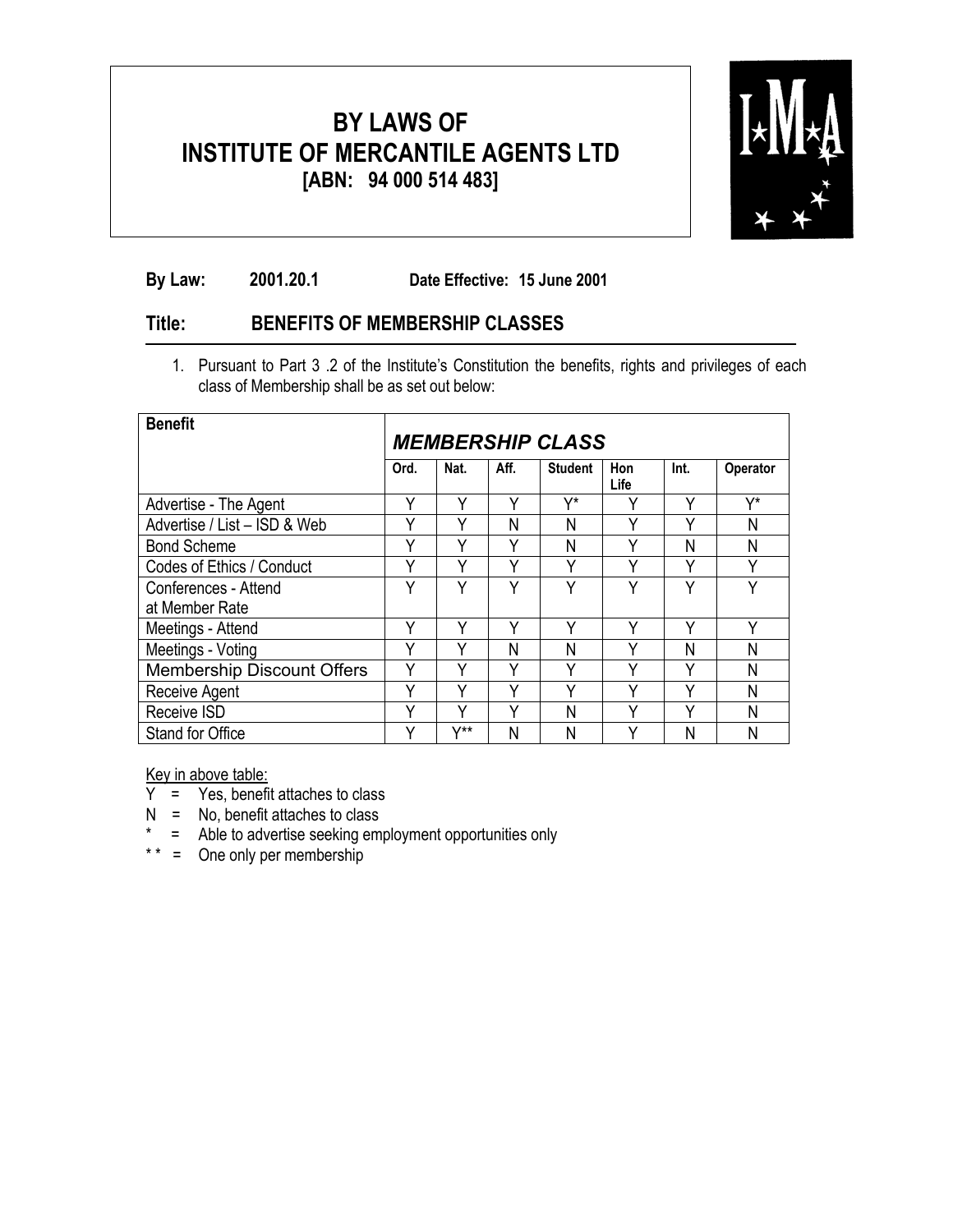# BY LAWS OF INSTITUTE OF MERCANTILE AGENTS LTD
**[ABN: 94 000 514 483]**

**By Law:** **2001.20.1** **Date Effective: 15 June 2001**

## Title: BENEFITS OF MEMBERSHIP CLASSES

1. Pursuant to Part 3 .2 of the Institute's Constitution the benefits, rights and privileges of each class of Membership shall be as set out below:

| Benefit | *MEMBERSHIP CLASS* | | | | | | |
|---|---|---|---|---|---|---|---|
| | Ord. | Nat. | Aff. | Student | Hon Life | Int. | Operator |
| Advertise - The Agent | Y | Y | Y | Y* | Y | Y | Y* |
| Advertise / List – ISD & Web | Y | Y | N | N | Y | Y | N |
| Bond Scheme | Y | Y | Y | N | Y | N | N |
| Codes of Ethics / Conduct | Y | Y | Y | Y | Y | Y | Y |
| Conferences - Attend at Member Rate | Y | Y | Y | Y | Y | Y | Y |
| Meetings - Attend | Y | Y | Y | Y | Y | Y | Y |
| Meetings - Voting | Y | Y | N | N | Y | N | N |
| Membership Discount Offers | Y | Y | Y | Y | Y | Y | N |
| Receive Agent | Y | Y | Y | Y | Y | Y | N |
| Receive ISD | Y | Y | Y | N | Y | Y | N |
| Stand for Office | Y | Y** | N | N | Y | N | N |

Key in above table:
Y = Yes, benefit attaches to class
N = No, benefit attaches to class
* = Able to advertise seeking employment opportunities only
** = One only per membership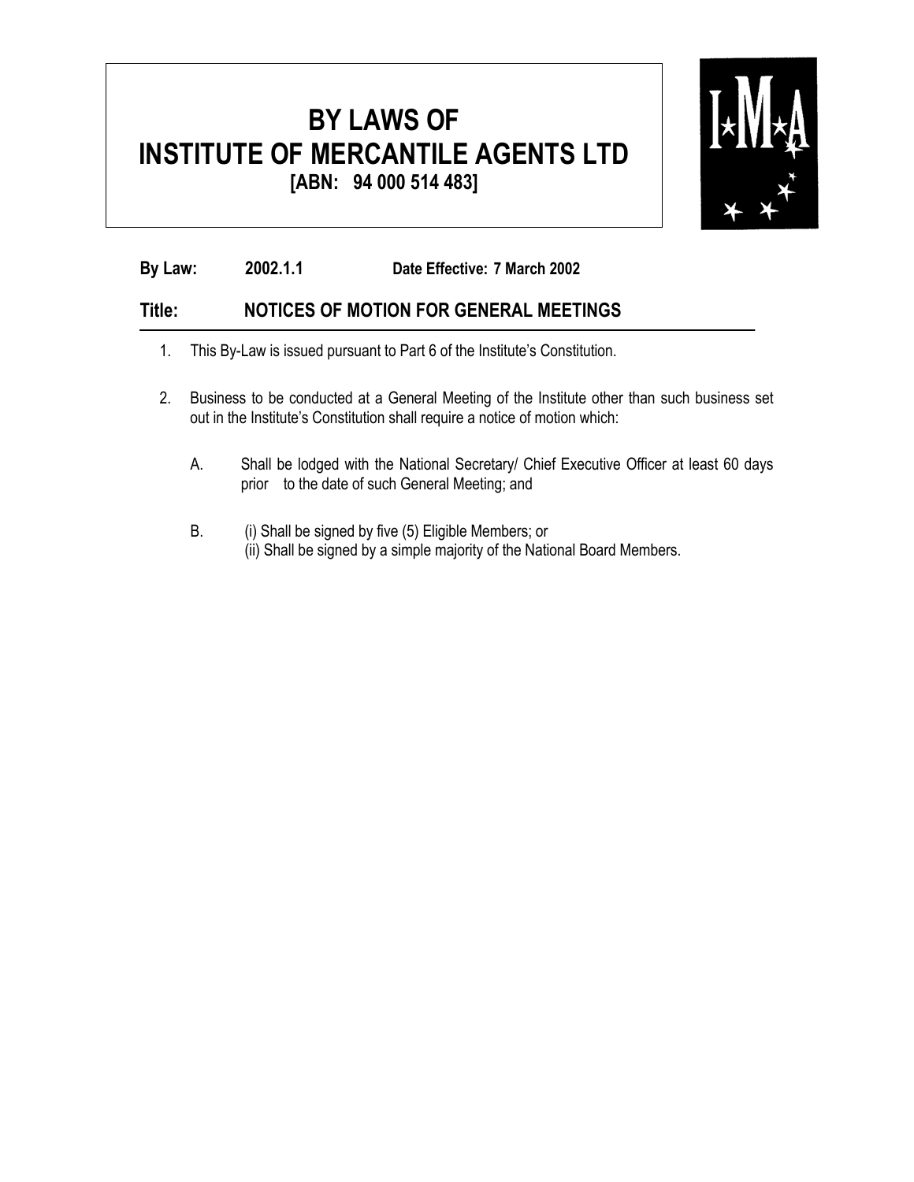# BY LAWS OF INSTITUTE OF MERCANTILE AGENTS LTD

**[ABN: 94 000 514 483]**

**By Law:** **2002.1.1** **Date Effective: 7 March 2002**

## Title: NOTICES OF MOTION FOR GENERAL MEETINGS

1. This By-Law is issued pursuant to Part 6 of the Institute's Constitution.

2. Business to be conducted at a General Meeting of the Institute other than such business set out in the Institute's Constitution shall require a notice of motion which:

   A. Shall be lodged with the National Secretary/ Chief Executive Officer at least 60 days prior to the date of such General Meeting; and

   B. (i) Shall be signed by five (5) Eligible Members; or
      (ii) Shall be signed by a simple majority of the National Board Members.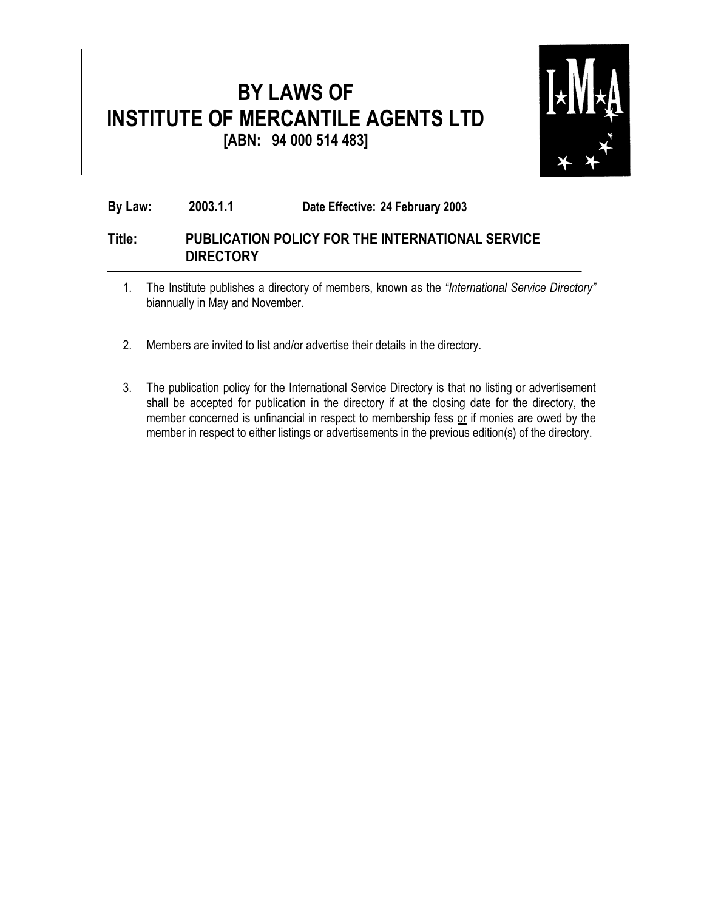# BY LAWS OF INSTITUTE OF MERCANTILE AGENTS LTD

**[ABN: 94 000 514 483]**

**By Law:** **2003.1.1** **Date Effective: 24 February 2003**

## Title: PUBLICATION POLICY FOR THE INTERNATIONAL SERVICE DIRECTORY

1. The Institute publishes a directory of members, known as the *"International Service Directory"* biannually in May and November.

2. Members are invited to list and/or advertise their details in the directory.

3. The publication policy for the International Service Directory is that no listing or advertisement shall be accepted for publication in the directory if at the closing date for the directory, the member concerned is unfinancial in respect to membership fess <u>or</u> if monies are owed by the member in respect to either listings or advertisements in the previous edition(s) of the directory.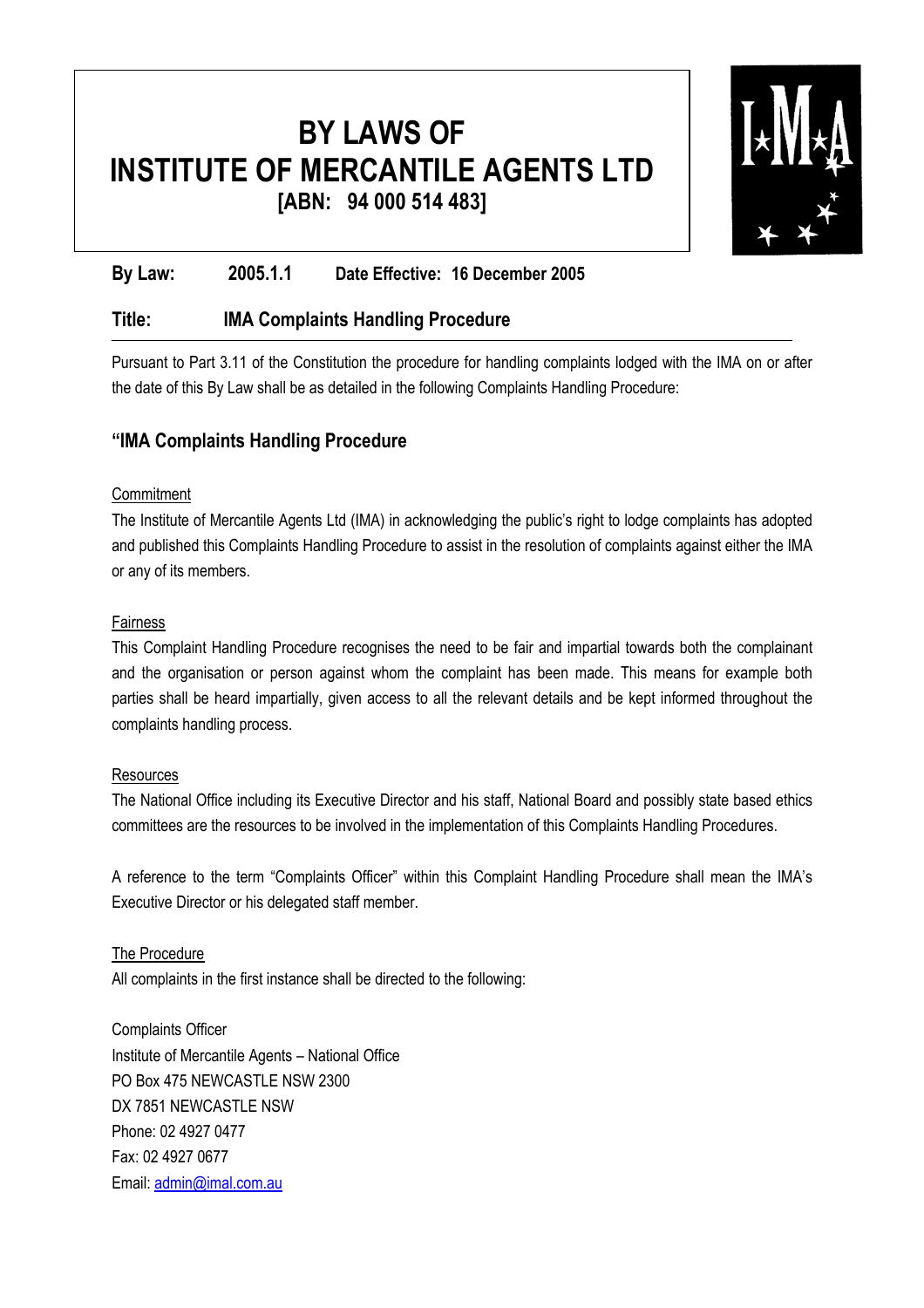# BY LAWS OF INSTITUTE OF MERCANTILE AGENTS LTD
**[ABN: 94 000 514 483]**

**By Law: 2005.1.1 Date Effective: 16 December 2005**

**Title: IMA Complaints Handling Procedure**

Pursuant to Part 3.11 of the Constitution the procedure for handling complaints lodged with the IMA on or after the date of this By Law shall be as detailed in the following Complaints Handling Procedure:

## "IMA Complaints Handling Procedure

Commitment

The Institute of Mercantile Agents Ltd (IMA) in acknowledging the public's right to lodge complaints has adopted and published this Complaints Handling Procedure to assist in the resolution of complaints against either the IMA or any of its members.

Fairness

This Complaint Handling Procedure recognises the need to be fair and impartial towards both the complainant and the organisation or person against whom the complaint has been made. This means for example both parties shall be heard impartially, given access to all the relevant details and be kept informed throughout the complaints handling process.

Resources

The National Office including its Executive Director and his staff, National Board and possibly state based ethics committees are the resources to be involved in the implementation of this Complaints Handling Procedures.

A reference to the term "Complaints Officer" within this Complaint Handling Procedure shall mean the IMA's Executive Director or his delegated staff member.

The Procedure

All complaints in the first instance shall be directed to the following:

Complaints Officer
Institute of Mercantile Agents – National Office
PO Box 475 NEWCASTLE NSW 2300
DX 7851 NEWCASTLE NSW
Phone: 02 4927 0477
Fax: 02 4927 0677
Email: admin@imal.com.au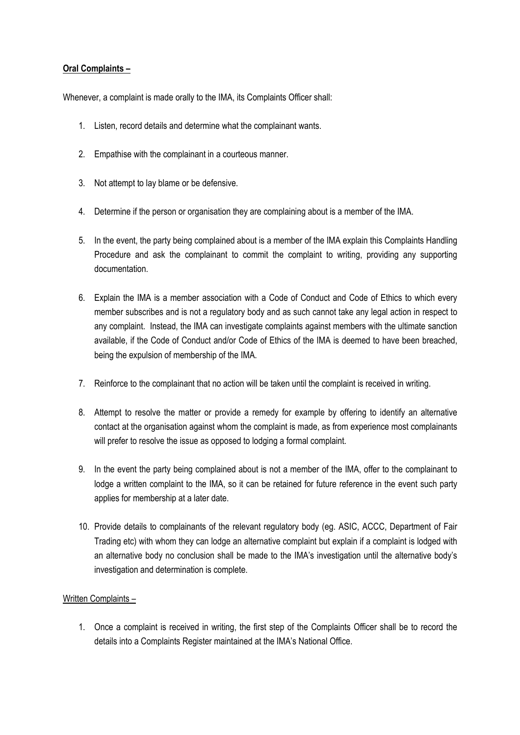**<u>Oral Complaints –</u>**

Whenever, a complaint is made orally to the IMA, its Complaints Officer shall:

1. Listen, record details and determine what the complainant wants.

2. Empathise with the complainant in a courteous manner.

3. Not attempt to lay blame or be defensive.

4. Determine if the person or organisation they are complaining about is a member of the IMA.

5. In the event, the party being complained about is a member of the IMA explain this Complaints Handling Procedure and ask the complainant to commit the complaint to writing, providing any supporting documentation.

6. Explain the IMA is a member association with a Code of Conduct and Code of Ethics to which every member subscribes and is not a regulatory body and as such cannot take any legal action in respect to any complaint. Instead, the IMA can investigate complaints against members with the ultimate sanction available, if the Code of Conduct and/or Code of Ethics of the IMA is deemed to have been breached, being the expulsion of membership of the IMA.

7. Reinforce to the complainant that no action will be taken until the complaint is received in writing.

8. Attempt to resolve the matter or provide a remedy for example by offering to identify an alternative contact at the organisation against whom the complaint is made, as from experience most complainants will prefer to resolve the issue as opposed to lodging a formal complaint.

9. In the event the party being complained about is not a member of the IMA, offer to the complainant to lodge a written complaint to the IMA, so it can be retained for future reference in the event such party applies for membership at a later date.

10. Provide details to complainants of the relevant regulatory body (eg. ASIC, ACCC, Department of Fair Trading etc) with whom they can lodge an alternative complaint but explain if a complaint is lodged with an alternative body no conclusion shall be made to the IMA's investigation until the alternative body's investigation and determination is complete.

<u>Written Complaints –</u>

1. Once a complaint is received in writing, the first step of the Complaints Officer shall be to record the details into a Complaints Register maintained at the IMA's National Office.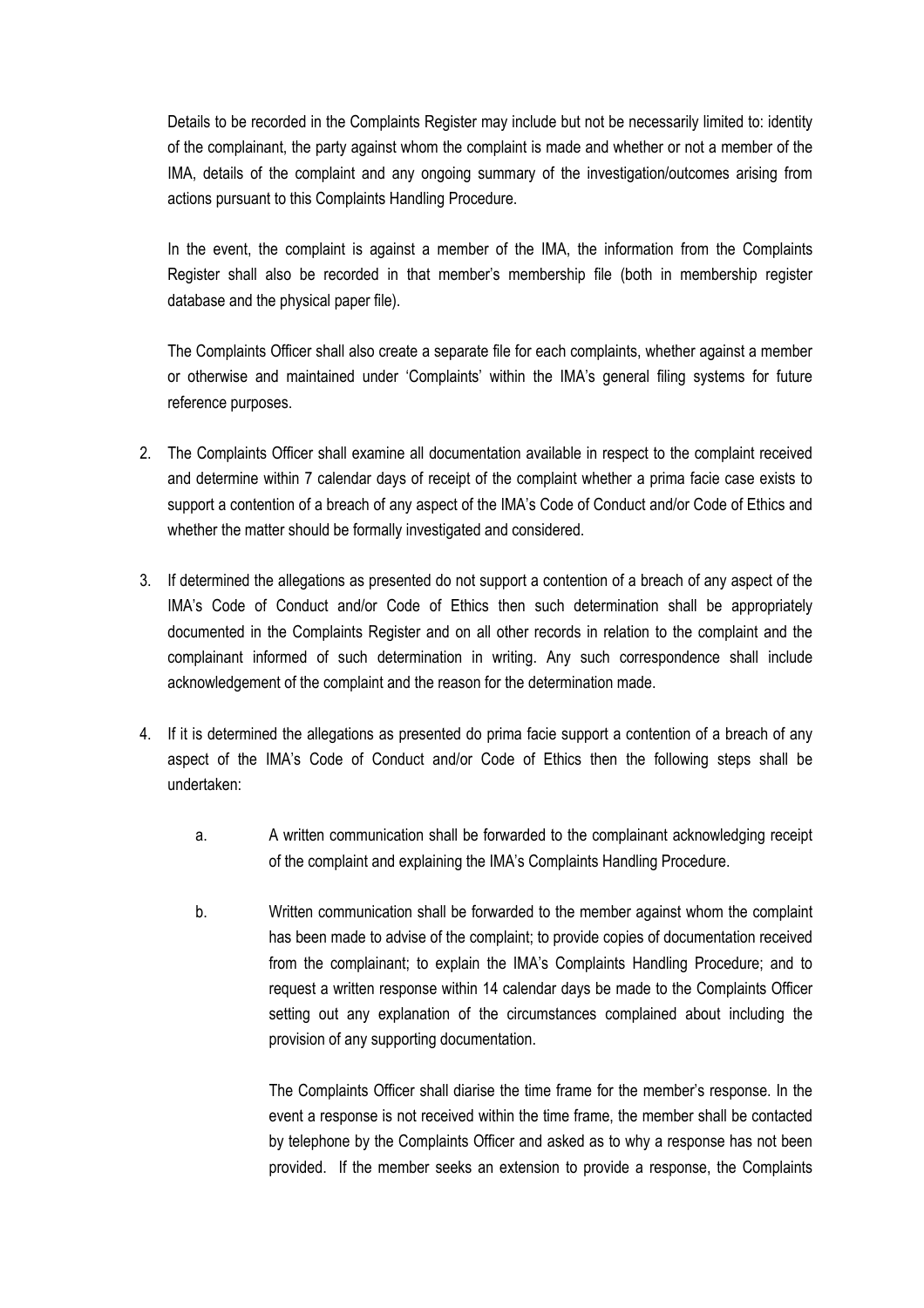Details to be recorded in the Complaints Register may include but not be necessarily limited to: identity of the complainant, the party against whom the complaint is made and whether or not a member of the IMA, details of the complaint and any ongoing summary of the investigation/outcomes arising from actions pursuant to this Complaints Handling Procedure.

In the event, the complaint is against a member of the IMA, the information from the Complaints Register shall also be recorded in that member's membership file (both in membership register database and the physical paper file).

The Complaints Officer shall also create a separate file for each complaints, whether against a member or otherwise and maintained under 'Complaints' within the IMA's general filing systems for future reference purposes.

2. The Complaints Officer shall examine all documentation available in respect to the complaint received and determine within 7 calendar days of receipt of the complaint whether a prima facie case exists to support a contention of a breach of any aspect of the IMA's Code of Conduct and/or Code of Ethics and whether the matter should be formally investigated and considered.

3. If determined the allegations as presented do not support a contention of a breach of any aspect of the IMA's Code of Conduct and/or Code of Ethics then such determination shall be appropriately documented in the Complaints Register and on all other records in relation to the complaint and the complainant informed of such determination in writing. Any such correspondence shall include acknowledgement of the complaint and the reason for the determination made.

4. If it is determined the allegations as presented do prima facie support a contention of a breach of any aspect of the IMA's Code of Conduct and/or Code of Ethics then the following steps shall be undertaken:

    a. A written communication shall be forwarded to the complainant acknowledging receipt of the complaint and explaining the IMA's Complaints Handling Procedure.

    b. Written communication shall be forwarded to the member against whom the complaint has been made to advise of the complaint; to provide copies of documentation received from the complainant; to explain the IMA's Complaints Handling Procedure; and to request a written response within 14 calendar days be made to the Complaints Officer setting out any explanation of the circumstances complained about including the provision of any supporting documentation.

       The Complaints Officer shall diarise the time frame for the member's response. In the event a response is not received within the time frame, the member shall be contacted by telephone by the Complaints Officer and asked as to why a response has not been provided. If the member seeks an extension to provide a response, the Complaints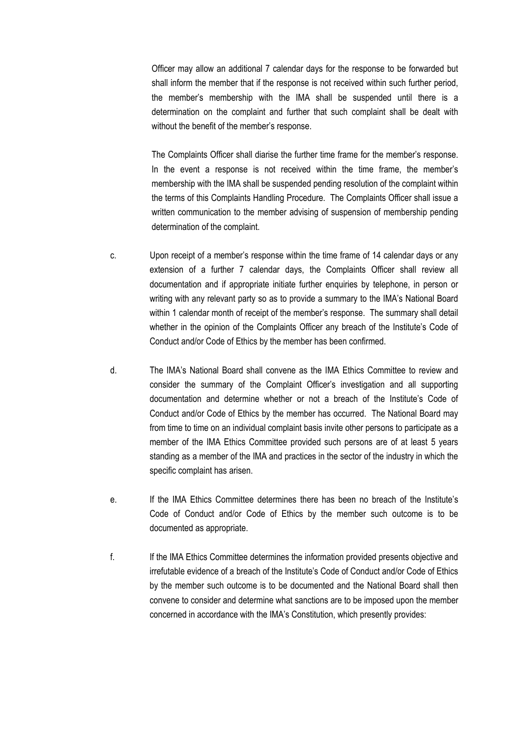Officer may allow an additional 7 calendar days for the response to be forwarded but shall inform the member that if the response is not received within such further period, the member's membership with the IMA shall be suspended until there is a determination on the complaint and further that such complaint shall be dealt with without the benefit of the member's response.

The Complaints Officer shall diarise the further time frame for the member's response. In the event a response is not received within the time frame, the member's membership with the IMA shall be suspended pending resolution of the complaint within the terms of this Complaints Handling Procedure. The Complaints Officer shall issue a written communication to the member advising of suspension of membership pending determination of the complaint.

c. Upon receipt of a member's response within the time frame of 14 calendar days or any extension of a further 7 calendar days, the Complaints Officer shall review all documentation and if appropriate initiate further enquiries by telephone, in person or writing with any relevant party so as to provide a summary to the IMA's National Board within 1 calendar month of receipt of the member's response. The summary shall detail whether in the opinion of the Complaints Officer any breach of the Institute's Code of Conduct and/or Code of Ethics by the member has been confirmed.

d. The IMA's National Board shall convene as the IMA Ethics Committee to review and consider the summary of the Complaint Officer's investigation and all supporting documentation and determine whether or not a breach of the Institute's Code of Conduct and/or Code of Ethics by the member has occurred. The National Board may from time to time on an individual complaint basis invite other persons to participate as a member of the IMA Ethics Committee provided such persons are of at least 5 years standing as a member of the IMA and practices in the sector of the industry in which the specific complaint has arisen.

e. If the IMA Ethics Committee determines there has been no breach of the Institute's Code of Conduct and/or Code of Ethics by the member such outcome is to be documented as appropriate.

f. If the IMA Ethics Committee determines the information provided presents objective and irrefutable evidence of a breach of the Institute's Code of Conduct and/or Code of Ethics by the member such outcome is to be documented and the National Board shall then convene to consider and determine what sanctions are to be imposed upon the member concerned in accordance with the IMA's Constitution, which presently provides: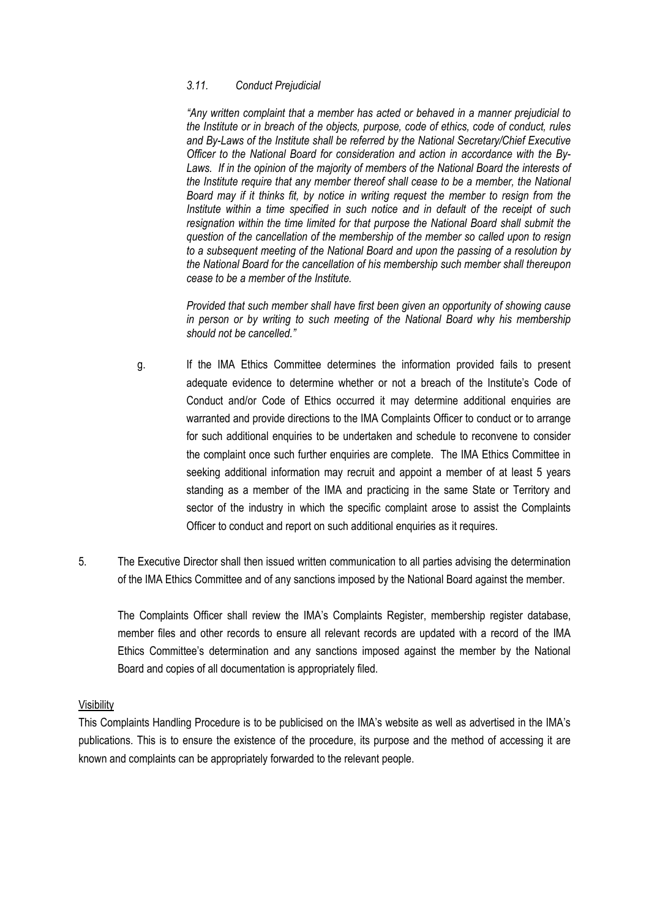*3.11. Conduct Prejudicial*

*"Any written complaint that a member has acted or behaved in a manner prejudicial to the Institute or in breach of the objects, purpose, code of ethics, code of conduct, rules and By-Laws of the Institute shall be referred by the National Secretary/Chief Executive Officer to the National Board for consideration and action in accordance with the By-Laws. If in the opinion of the majority of members of the National Board the interests of the Institute require that any member thereof shall cease to be a member, the National Board may if it thinks fit, by notice in writing request the member to resign from the Institute within a time specified in such notice and in default of the receipt of such resignation within the time limited for that purpose the National Board shall submit the question of the cancellation of the membership of the member so called upon to resign to a subsequent meeting of the National Board and upon the passing of a resolution by the National Board for the cancellation of his membership such member shall thereupon cease to be a member of the Institute.*

*Provided that such member shall have first been given an opportunity of showing cause in person or by writing to such meeting of the National Board why his membership should not be cancelled."*

g. If the IMA Ethics Committee determines the information provided fails to present adequate evidence to determine whether or not a breach of the Institute's Code of Conduct and/or Code of Ethics occurred it may determine additional enquiries are warranted and provide directions to the IMA Complaints Officer to conduct or to arrange for such additional enquiries to be undertaken and schedule to reconvene to consider the complaint once such further enquiries are complete. The IMA Ethics Committee in seeking additional information may recruit and appoint a member of at least 5 years standing as a member of the IMA and practicing in the same State or Territory and sector of the industry in which the specific complaint arose to assist the Complaints Officer to conduct and report on such additional enquiries as it requires.

5. The Executive Director shall then issued written communication to all parties advising the determination of the IMA Ethics Committee and of any sanctions imposed by the National Board against the member.

   The Complaints Officer shall review the IMA's Complaints Register, membership register database, member files and other records to ensure all relevant records are updated with a record of the IMA Ethics Committee's determination and any sanctions imposed against the member by the National Board and copies of all documentation is appropriately filed.

<u>Visibility</u>

This Complaints Handling Procedure is to be publicised on the IMA's website as well as advertised in the IMA's publications. This is to ensure the existence of the procedure, its purpose and the method of accessing it are known and complaints can be appropriately forwarded to the relevant people.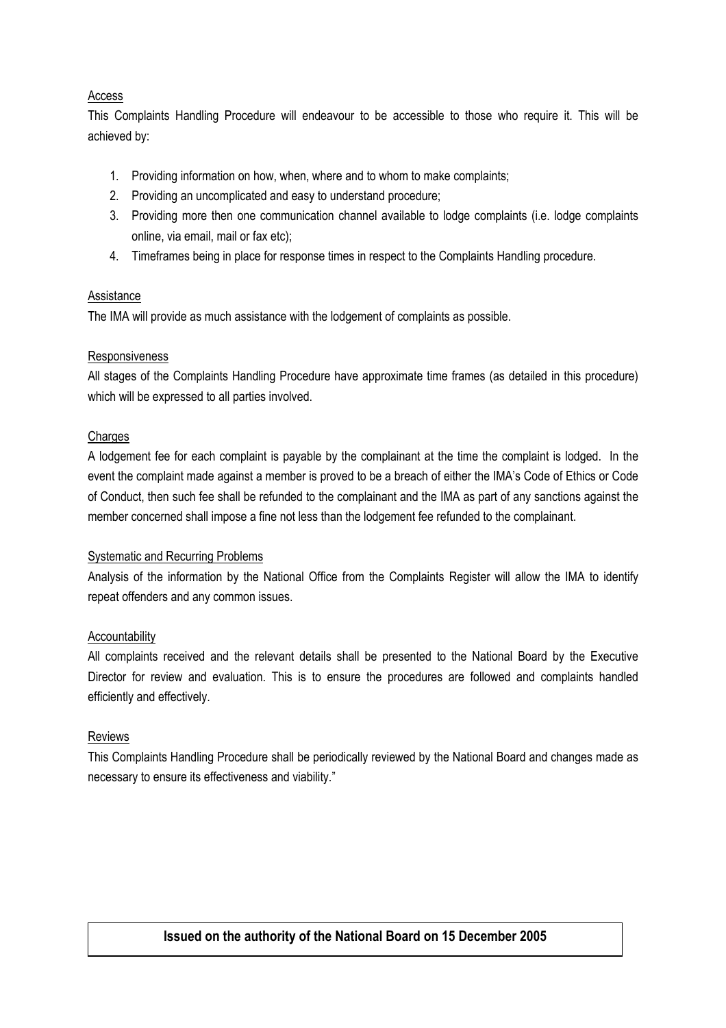<u>Access</u>

This Complaints Handling Procedure will endeavour to be accessible to those who require it. This will be achieved by:

1. Providing information on how, when, where and to whom to make complaints;
2. Providing an uncomplicated and easy to understand procedure;
3. Providing more then one communication channel available to lodge complaints (i.e. lodge complaints online, via email, mail or fax etc);
4. Timeframes being in place for response times in respect to the Complaints Handling procedure.

<u>Assistance</u>

The IMA will provide as much assistance with the lodgement of complaints as possible.

<u>Responsiveness</u>

All stages of the Complaints Handling Procedure have approximate time frames (as detailed in this procedure) which will be expressed to all parties involved.

<u>Charges</u>

A lodgement fee for each complaint is payable by the complainant at the time the complaint is lodged. In the event the complaint made against a member is proved to be a breach of either the IMA's Code of Ethics or Code of Conduct, then such fee shall be refunded to the complainant and the IMA as part of any sanctions against the member concerned shall impose a fine not less than the lodgement fee refunded to the complainant.

<u>Systematic and Recurring Problems</u>

Analysis of the information by the National Office from the Complaints Register will allow the IMA to identify repeat offenders and any common issues.

<u>Accountability</u>

All complaints received and the relevant details shall be presented to the National Board by the Executive Director for review and evaluation. This is to ensure the procedures are followed and complaints handled efficiently and effectively.

<u>Reviews</u>

This Complaints Handling Procedure shall be periodically reviewed by the National Board and changes made as necessary to ensure its effectiveness and viability."

**Issued on the authority of the National Board on 15 December 2005**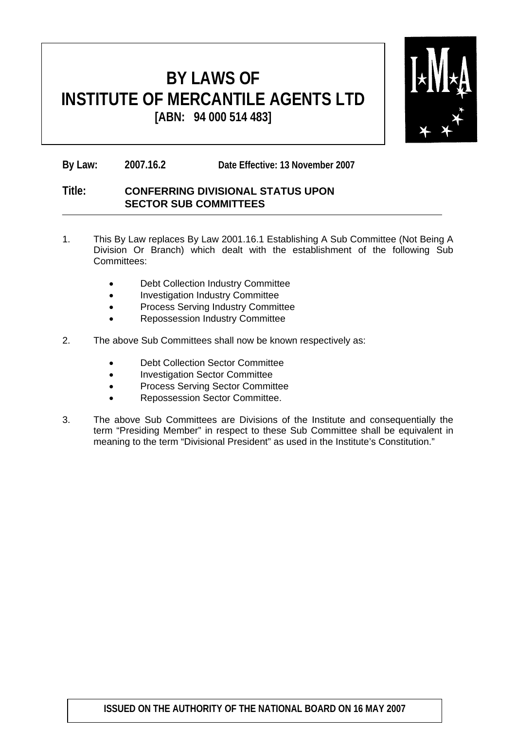# BY LAWS OF INSTITUTE OF MERCANTILE AGENTS LTD

**[ABN: 94 000 514 483]**

**By Law:** **2007.16.2** **Date Effective: 13 November 2007**

**Title:** **CONFERRING DIVISIONAL STATUS UPON SECTOR SUB COMMITTEES**

---

1. This By Law replaces By Law 2001.16.1 Establishing A Sub Committee (Not Being A Division Or Branch) which dealt with the establishment of the following Sub Committees:

   - Debt Collection Industry Committee
   - Investigation Industry Committee
   - Process Serving Industry Committee
   - Repossession Industry Committee

2. The above Sub Committees shall now be known respectively as:

   - Debt Collection Sector Committee
   - Investigation Sector Committee
   - Process Serving Sector Committee
   - Repossession Sector Committee.

3. The above Sub Committees are Divisions of the Institute and consequentially the term "Presiding Member" in respect to these Sub Committee shall be equivalent in meaning to the term "Divisional President" as used in the Institute's Constitution."

**ISSUED ON THE AUTHORITY OF THE NATIONAL BOARD ON 16 MAY 2007**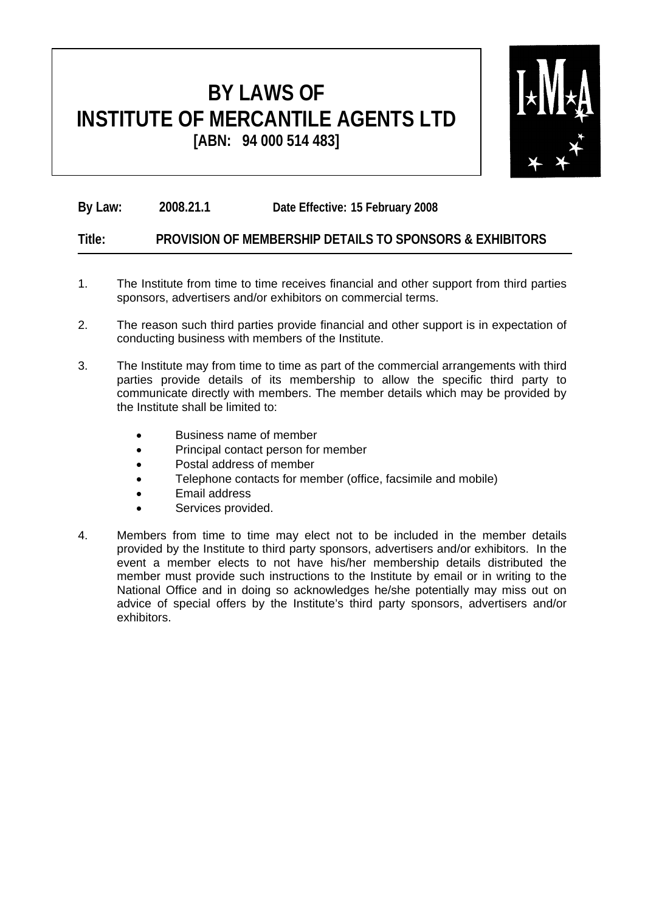# BY LAWS OF INSTITUTE OF MERCANTILE AGENTS LTD

**[ABN: 94 000 514 483]**

**By Law:** 2008.21.1 **Date Effective: 15 February 2008**

**Title:** **PROVISION OF MEMBERSHIP DETAILS TO SPONSORS & EXHIBITORS**

1. The Institute from time to time receives financial and other support from third parties sponsors, advertisers and/or exhibitors on commercial terms.

2. The reason such third parties provide financial and other support is in expectation of conducting business with members of the Institute.

3. The Institute may from time to time as part of the commercial arrangements with third parties provide details of its membership to allow the specific third party to communicate directly with members. The member details which may be provided by the Institute shall be limited to:

   - Business name of member
   - Principal contact person for member
   - Postal address of member
   - Telephone contacts for member (office, facsimile and mobile)
   - Email address
   - Services provided.

4. Members from time to time may elect not to be included in the member details provided by the Institute to third party sponsors, advertisers and/or exhibitors. In the event a member elects to not have his/her membership details distributed the member must provide such instructions to the Institute by email or in writing to the National Office and in doing so acknowledges he/she potentially may miss out on advice of special offers by the Institute's third party sponsors, advertisers and/or exhibitors.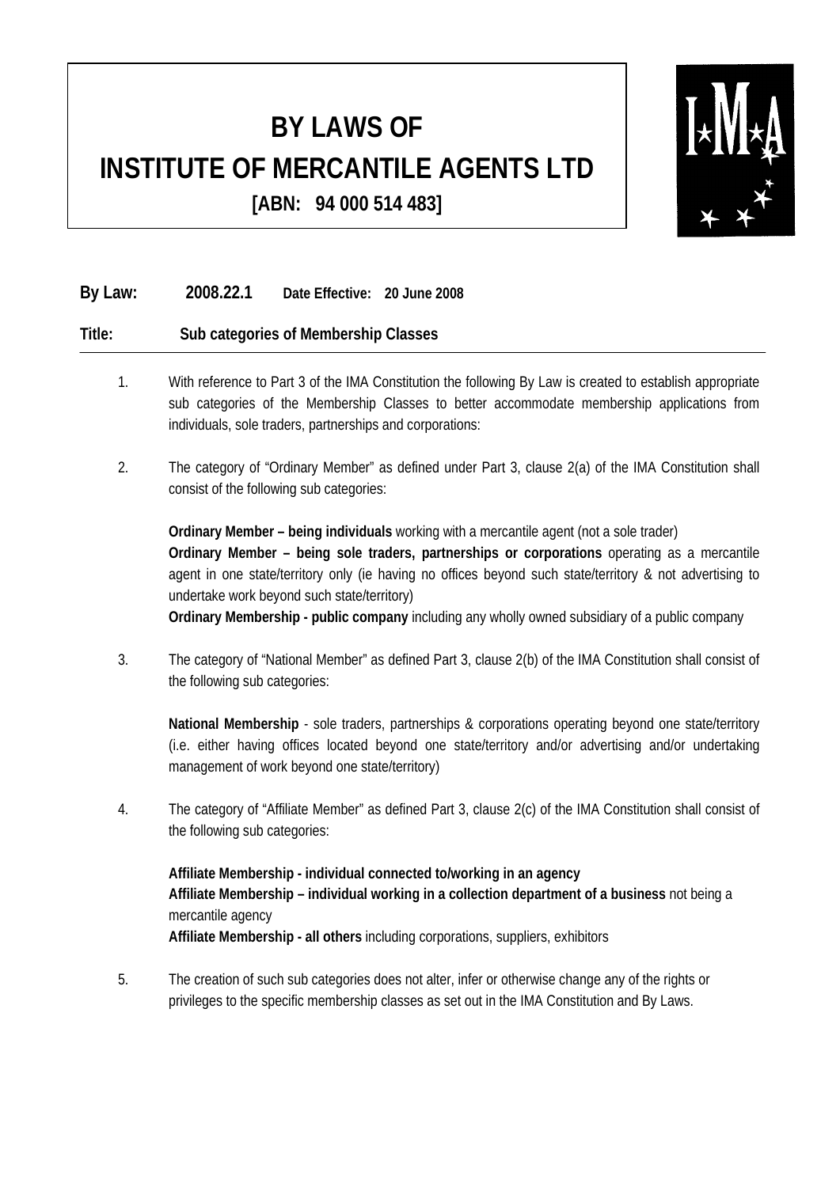# BY LAWS OF INSTITUTE OF MERCANTILE AGENTS LTD

**[ABN: 94 000 514 483]**

**By Law: 2008.22.1 Date Effective: 20 June 2008**

**Title: Sub categories of Membership Classes**

1. With reference to Part 3 of the IMA Constitution the following By Law is created to establish appropriate sub categories of the Membership Classes to better accommodate membership applications from individuals, sole traders, partnerships and corporations:

2. The category of "Ordinary Member" as defined under Part 3, clause 2(a) of the IMA Constitution shall consist of the following sub categories:

   **Ordinary Member – being individuals** working with a mercantile agent (not a sole trader)
   **Ordinary Member – being sole traders, partnerships or corporations** operating as a mercantile agent in one state/territory only (ie having no offices beyond such state/territory & not advertising to undertake work beyond such state/territory)
   **Ordinary Membership - public company** including any wholly owned subsidiary of a public company

3. The category of "National Member" as defined Part 3, clause 2(b) of the IMA Constitution shall consist of the following sub categories:

   **National Membership** - sole traders, partnerships & corporations operating beyond one state/territory (i.e. either having offices located beyond one state/territory and/or advertising and/or undertaking management of work beyond one state/territory)

4. The category of "Affiliate Member" as defined Part 3, clause 2(c) of the IMA Constitution shall consist of the following sub categories:

   **Affiliate Membership - individual connected to/working in an agency**
   **Affiliate Membership – individual working in a collection department of a business** not being a mercantile agency
   **Affiliate Membership - all others** including corporations, suppliers, exhibitors

5. The creation of such sub categories does not alter, infer or otherwise change any of the rights or privileges to the specific membership classes as set out in the IMA Constitution and By Laws.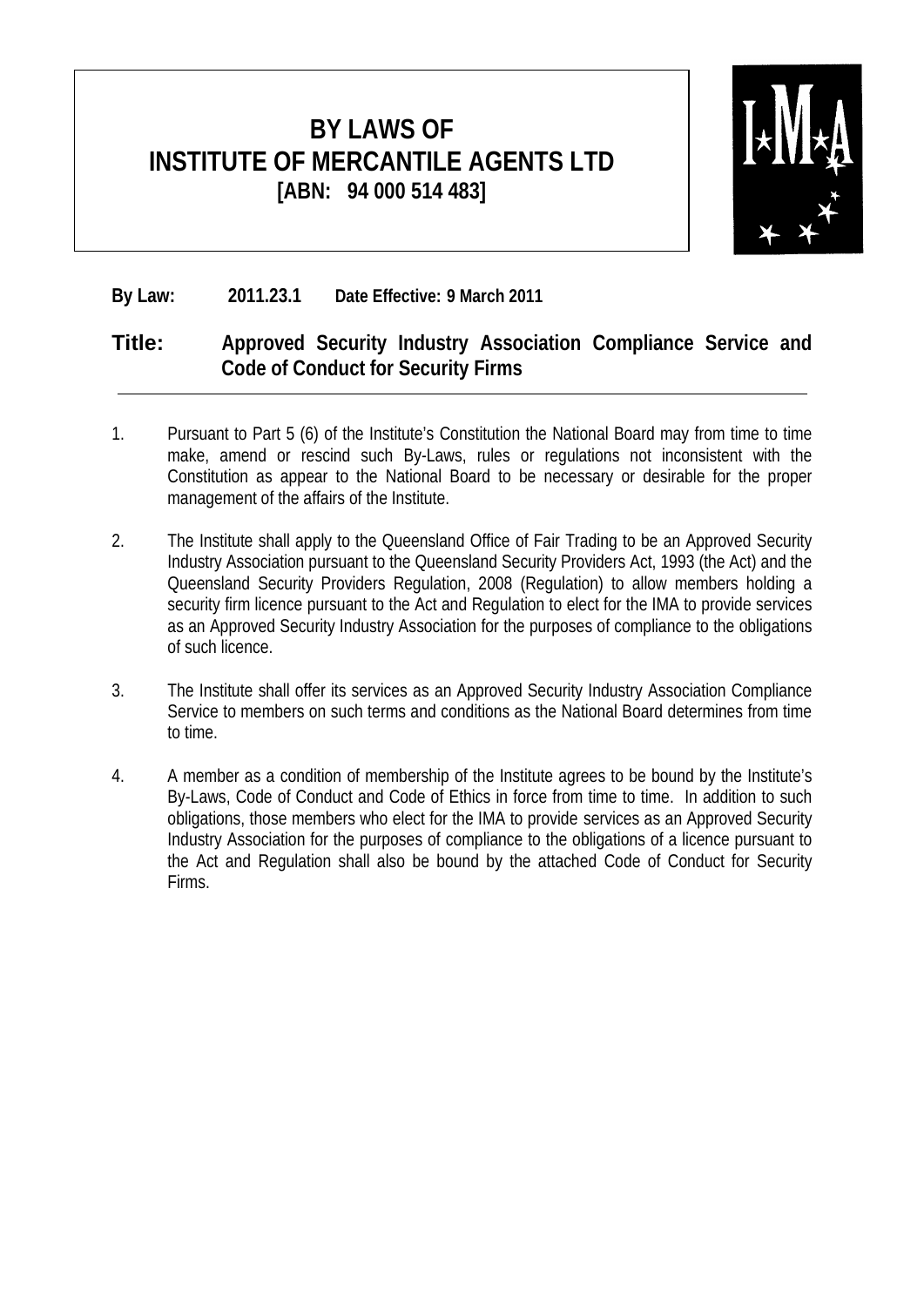# BY LAWS OF INSTITUTE OF MERCANTILE AGENTS LTD

**[ABN: 94 000 514 483]**

**By Law:** 2011.23.1 **Date Effective: 9 March 2011**

## Title: Approved Security Industry Association Compliance Service and Code of Conduct for Security Firms

1. Pursuant to Part 5 (6) of the Institute's Constitution the National Board may from time to time make, amend or rescind such By-Laws, rules or regulations not inconsistent with the Constitution as appear to the National Board to be necessary or desirable for the proper management of the affairs of the Institute.

2. The Institute shall apply to the Queensland Office of Fair Trading to be an Approved Security Industry Association pursuant to the Queensland Security Providers Act, 1993 (the Act) and the Queensland Security Providers Regulation, 2008 (Regulation) to allow members holding a security firm licence pursuant to the Act and Regulation to elect for the IMA to provide services as an Approved Security Industry Association for the purposes of compliance to the obligations of such licence.

3. The Institute shall offer its services as an Approved Security Industry Association Compliance Service to members on such terms and conditions as the National Board determines from time to time.

4. A member as a condition of membership of the Institute agrees to be bound by the Institute's By-Laws, Code of Conduct and Code of Ethics in force from time to time. In addition to such obligations, those members who elect for the IMA to provide services as an Approved Security Industry Association for the purposes of compliance to the obligations of a licence pursuant to the Act and Regulation shall also be bound by the attached Code of Conduct for Security Firms.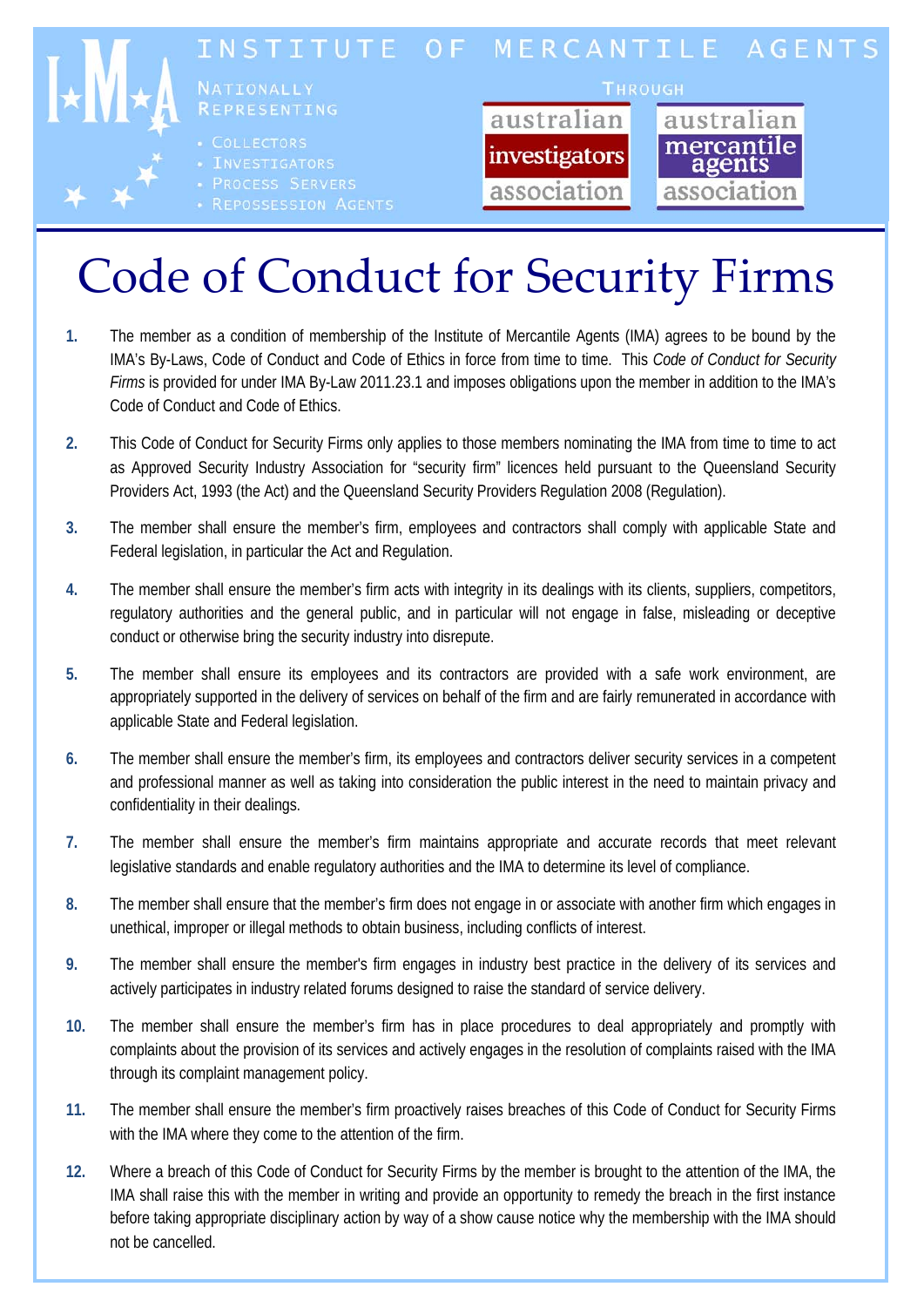INSTITUTE OF MERCANTILE AGENTS

NATIONALLY REPRESENTING

- COLLECTORS
- INVESTIGATORS
- PROCESS SERVERS
- REPOSSESSION AGENTS

THROUGH

australian investigators association

australian mercantile agents association

# Code of Conduct for Security Firms

1. The member as a condition of membership of the Institute of Mercantile Agents (IMA) agrees to be bound by the IMA's By-Laws, Code of Conduct and Code of Ethics in force from time to time. This *Code of Conduct for Security Firms* is provided for under IMA By-Law 2011.23.1 and imposes obligations upon the member in addition to the IMA's Code of Conduct and Code of Ethics.

2. This Code of Conduct for Security Firms only applies to those members nominating the IMA from time to time to act as Approved Security Industry Association for "security firm" licences held pursuant to the Queensland Security Providers Act, 1993 (the Act) and the Queensland Security Providers Regulation 2008 (Regulation).

3. The member shall ensure the member's firm, employees and contractors shall comply with applicable State and Federal legislation, in particular the Act and Regulation.

4. The member shall ensure the member's firm acts with integrity in its dealings with its clients, suppliers, competitors, regulatory authorities and the general public, and in particular will not engage in false, misleading or deceptive conduct or otherwise bring the security industry into disrepute.

5. The member shall ensure its employees and its contractors are provided with a safe work environment, are appropriately supported in the delivery of services on behalf of the firm and are fairly remunerated in accordance with applicable State and Federal legislation.

6. The member shall ensure the member's firm, its employees and contractors deliver security services in a competent and professional manner as well as taking into consideration the public interest in the need to maintain privacy and confidentiality in their dealings.

7. The member shall ensure the member's firm maintains appropriate and accurate records that meet relevant legislative standards and enable regulatory authorities and the IMA to determine its level of compliance.

8. The member shall ensure that the member's firm does not engage in or associate with another firm which engages in unethical, improper or illegal methods to obtain business, including conflicts of interest.

9. The member shall ensure the member's firm engages in industry best practice in the delivery of its services and actively participates in industry related forums designed to raise the standard of service delivery.

10. The member shall ensure the member's firm has in place procedures to deal appropriately and promptly with complaints about the provision of its services and actively engages in the resolution of complaints raised with the IMA through its complaint management policy.

11. The member shall ensure the member's firm proactively raises breaches of this Code of Conduct for Security Firms with the IMA where they come to the attention of the firm.

12. Where a breach of this Code of Conduct for Security Firms by the member is brought to the attention of the IMA, the IMA shall raise this with the member in writing and provide an opportunity to remedy the breach in the first instance before taking appropriate disciplinary action by way of a show cause notice why the membership with the IMA should not be cancelled.